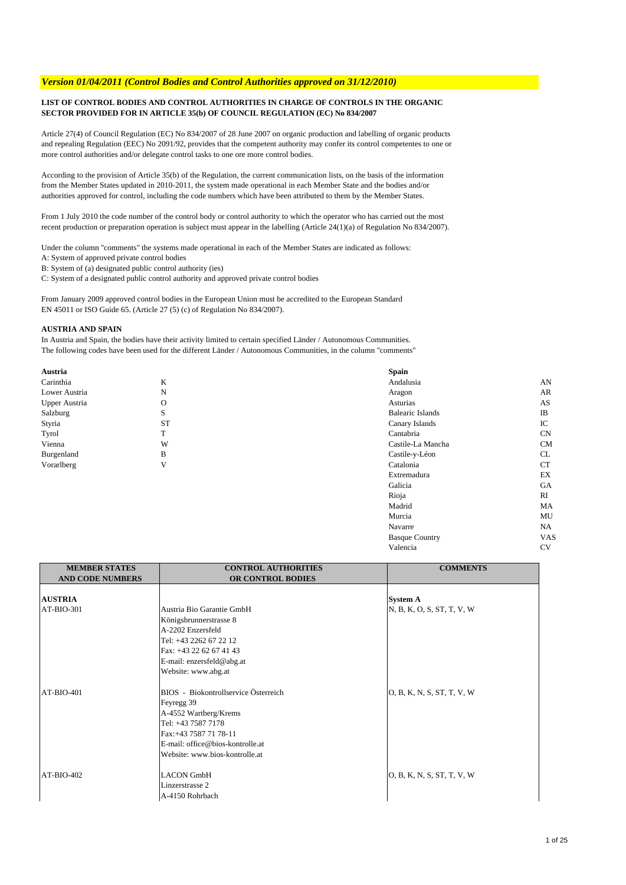*Version 01/04/2011 (Control Bodies and Control Authorities approved on 31/12/2010)*

**LIST OF CONTROL BODIES AND CONTROL AUTHORITIES IN CHARGE OF CONTROLS IN THE ORGANIC SECTOR PROVIDED FOR IN ARTICLE 35(b) OF COUNCIL REGULATION (EC) No 834/2007**

Article 27(4) of Council Regulation (EC) No 834/2007 of 28 June 2007 on organic production and labelling of organic products and repealing Regulation (EEC) No 2091/92, provides that the competent authority may confer its control competentes to one or more control authorities and/or delegate control tasks to one ore more control bodies.

According to the provision of Article 35(b) of the Regulation, the current communication lists, on the basis of the information from the Member States updated in 2010-2011, the system made operational in each Member State and the bodies and/or authorities approved for control, including the code numbers which have been attributed to them by the Member States.

From 1 July 2010 the code number of the control body or control authority to which the operator who has carried out the most recent production or preparation operation is subject must appear in the labelling (Article 24(1)(a) of Regulation No 834/2007).

Under the column "comments" the systems made operational in each of the Member States are indicated as follows:

A: System of approved private control bodies

B: System of (a) designated public control authority (ies)

C: System of a designated public control authority and approved private control bodies

From January 2009 approved control bodies in the European Union must be accredited to the European Standard EN 45011 or ISO Guide 65. (Article 27 (5) (c) of Regulation No 834/2007).

**AUSTRIA AND SPAIN**

In Austria and Spain, the bodies have their activity limited to certain specified Länder / Autonomous Communities. The following codes have been used for the different Länder / Autonomous Communities, in the column "comments"

| Austria | |
|---|---|
| Carinthia | K |
| Lower Austria | N |
| Upper Austria | O |
| Salzburg | S |
| Styria | ST |
| Tyrol | T |
| Vienna | W |
| Burgenland | B |
| Vorarlberg | V |

| Spain | |
|---|---|
| Andalusia | AN |
| Aragon | AR |
| Asturias | AS |
| Balearic Islands | IB |
| Canary Islands | IC |
| Cantabria | CN |
| Castile-La Mancha | CM |
| Castile-y-Léon | CL |
| Catalonia | CT |
| Extremadura | EX |
| Galicia | GA |
| Rioja | RI |
| Madrid | MA |
| Murcia | MU |
| Navarre | NA |
| Basque Country | VAS |
| Valencia | CV |

| MEMBER STATES AND CODE NUMBERS | CONTROL AUTHORITIES OR CONTROL BODIES | COMMENTS |
|---|---|---|
| **AUSTRIA** | | **System A** |
| AT-BIO-301 | Austria Bio Garantie GmbH<br>Königsbrunnerstrasse 8<br>A-2202 Enzersfeld<br>Tel: +43 2262 67 22 12<br>Fax: +43 22 62 67 41 43<br>E-mail: enzersfeld@abg.at<br>Website: www.abg.at | N, B, K, O, S, ST, T, V, W |
| AT-BIO-401 | BIOS - Biokontrollservice Österreich<br>Feyregg 39<br>A-4552 Wartberg/Krems<br>Tel: +43 7587 7178<br>Fax:+43 7587 71 78-11<br>E-mail: office@bios-kontrolle.at<br>Website: www.bios-kontrolle.at | O, B, K, N, S, ST, T, V, W |
| AT-BIO-402 | LACON GmbH<br>Linzerstrasse 2<br>A-4150 Rohrbach | O, B, K, N, S, ST, T, V, W |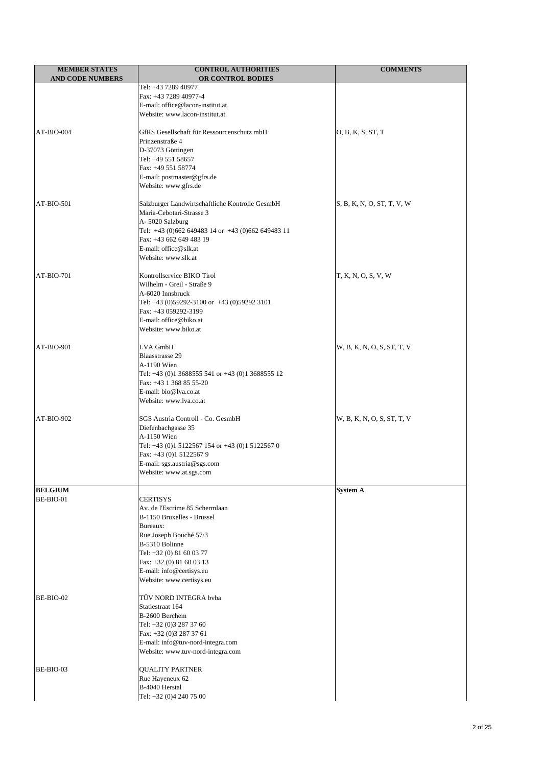| MEMBER STATES AND CODE NUMBERS | CONTROL AUTHORITIES OR CONTROL BODIES | COMMENTS |
|---|---|---|
| | Tel: +43 7289 40977<br>Fax: +43 7289 40977-4<br>E-mail: office@lacon-institut.at<br>Website: www.lacon-institut.at | |
| AT-BIO-004 | GfRS Gesellschaft für Ressourcenschutz mbH<br>Prinzenstraße 4<br>D-37073 Göttingen<br>Tel: +49 551 58657<br>Fax: +49 551 58774<br>E-mail: postmaster@gfrs.de<br>Website: www.gfrs.de | O, B, K, S, ST, T |
| AT-BIO-501 | Salzburger Landwirtschaftliche Kontrolle GesmbH<br>Maria-Cebotari-Strasse 3<br>A- 5020 Salzburg<br>Tel: +43 (0)662 649483 14 or +43 (0)662 649483 11<br>Fax: +43 662 649 483 19<br>E-mail: office@slk.at<br>Website: www.slk.at | S, B, K, N, O, ST, T, V, W |
| AT-BIO-701 | Kontrollservice BIKO Tirol<br>Wilhelm - Greil - Straße 9<br>A-6020 Innsbruck<br>Tel: +43 (0)59292-3100 or +43 (0)59292 3101<br>Fax: +43 059292-3199<br>E-mail: office@biko.at<br>Website: www.biko.at | T, K, N, O, S, V, W |
| AT-BIO-901 | LVA GmbH<br>Blaasstrasse 29<br>A-1190 Wien<br>Tel: +43 (0)1 3688555 541 or +43 (0)1 3688555 12<br>Fax: +43 1 368 85 55-20<br>E-mail: bio@lva.co.at<br>Website: www.lva.co.at | W, B, K, N, O, S, ST, T, V |
| AT-BIO-902 | SGS Austria Controll - Co. GesmbH<br>Diefenbachgasse 35<br>A-1150 Wien<br>Tel: +43 (0)1 5122567 154 or +43 (0)1 5122567 0<br>Fax: +43 (0)1 5122567 9<br>E-mail: sgs.austria@sgs.com<br>Website: www.at.sgs.com | W, B, K, N, O, S, ST, T, V |
| **BELGIUM** | | **System A** |
| BE-BIO-01 | CERTISYS<br>Av. de l'Escrime 85 Schermlaan<br>B-1150 Bruxelles - Brussel<br>Bureaux:<br>Rue Joseph Bouché 57/3<br>B-5310 Bolinne<br>Tel: +32 (0) 81 60 03 77<br>Fax: +32 (0) 81 60 03 13<br>E-mail: info@certisys.eu<br>Website: www.certisys.eu | |
| BE-BIO-02 | TÜV NORD INTEGRA bvba<br>Statiestraat 164<br>B-2600 Berchem<br>Tel: +32 (0)3 287 37 60<br>Fax: +32 (0)3 287 37 61<br>E-mail: info@tuv-nord-integra.com<br>Website: www.tuv-nord-integra.com | |
| BE-BIO-03 | QUALITY PARTNER<br>Rue Hayeneux 62<br>B-4040 Herstal<br>Tel: +32 (0)4 240 75 00 | |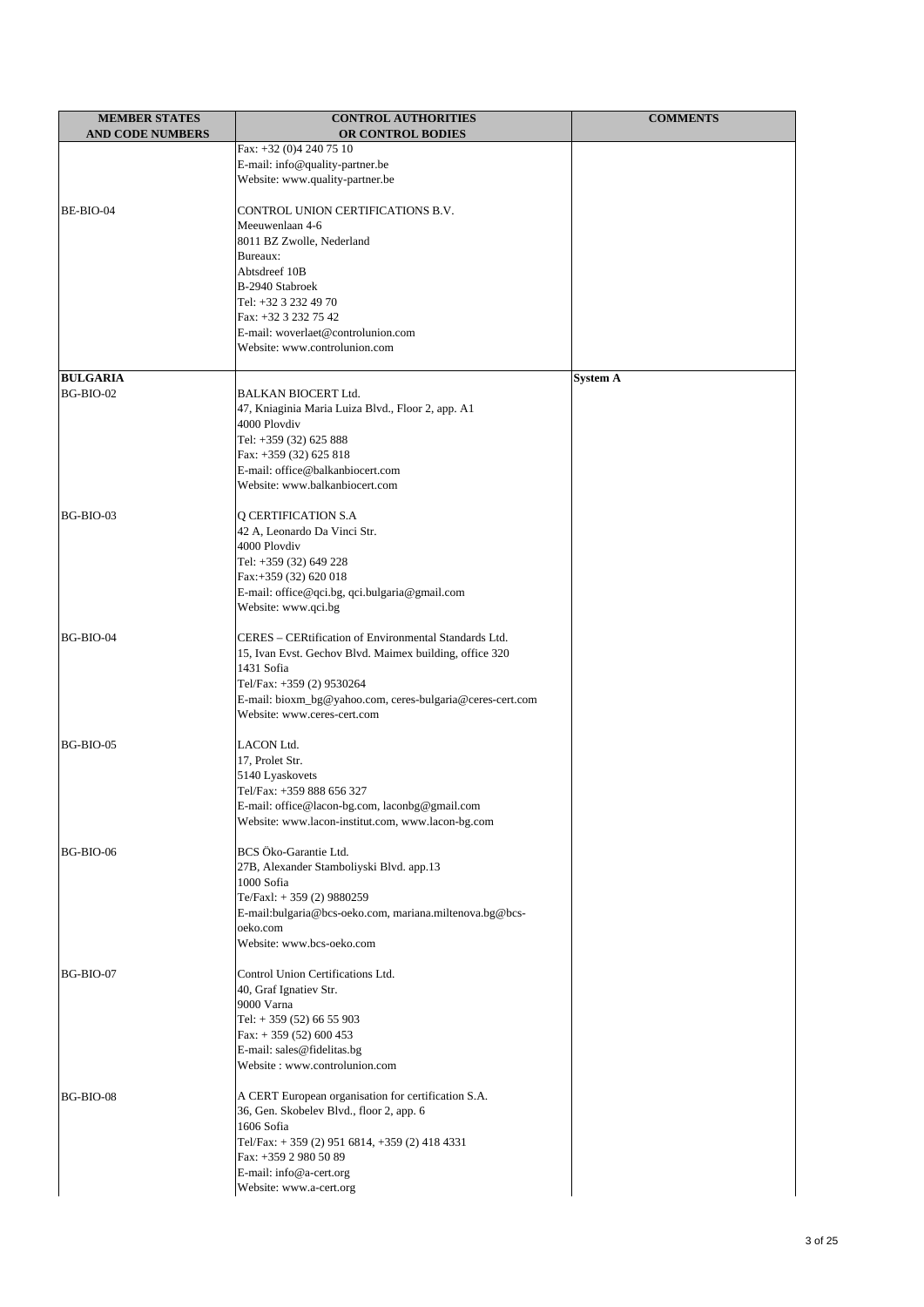| MEMBER STATES AND CODE NUMBERS | CONTROL AUTHORITIES OR CONTROL BODIES | COMMENTS |
|---|---|---|
| | Fax: +32 (0)4 240 75 10<br>E-mail: info@quality-partner.be<br>Website: www.quality-partner.be | |
| BE-BIO-04 | CONTROL UNION CERTIFICATIONS B.V.<br>Meeuwenlaan 4-6<br>8011 BZ Zwolle, Nederland<br>Bureaux:<br>Abtsdreef 10B<br>B-2940 Stabroek<br>Tel: +32 3 232 49 70<br>Fax: +32 3 232 75 42<br>E-mail: woverlaet@controlunion.com<br>Website: www.controlunion.com | |
| **BULGARIA** | | **System A** |
| BG-BIO-02 | BALKAN BIOCERT Ltd.<br>47, Kniaginia Maria Luiza Blvd., Floor 2, app. A1<br>4000 Plovdiv<br>Tel: +359 (32) 625 888<br>Fax: +359 (32) 625 818<br>E-mail: office@balkanbiocert.com<br>Website: www.balkanbiocert.com | |
| BG-BIO-03 | Q CERTIFICATION S.A<br>42 A, Leonardo Da Vinci Str.<br>4000 Plovdiv<br>Tel: +359 (32) 649 228<br>Fax:+359 (32) 620 018<br>E-mail: office@qci.bg, qci.bulgaria@gmail.com<br>Website: www.qci.bg | |
| BG-BIO-04 | CERES – CERtification of Environmental Standards Ltd.<br>15, Ivan Evst. Gechov Blvd. Maimex building, office 320<br>1431 Sofia<br>Tel/Fax: +359 (2) 9530264<br>E-mail: bioxm_bg@yahoo.com, ceres-bulgaria@ceres-cert.com<br>Website: www.ceres-cert.com | |
| BG-BIO-05 | LACON Ltd.<br>17, Prolet Str.<br>5140 Lyaskovets<br>Tel/Fax: +359 888 656 327<br>E-mail: office@lacon-bg.com, laconbg@gmail.com<br>Website: www.lacon-institut.com, www.lacon-bg.com | |
| BG-BIO-06 | BCS Öko-Garantie Ltd.<br>27B, Alexander Stamboliyski Blvd. app.13<br>1000 Sofia<br>Te/Faxl: + 359 (2) 9880259<br>E-mail:bulgaria@bcs-oeko.com, mariana.miltenova.bg@bcs-oeko.com<br>Website: www.bcs-oeko.com | |
| BG-BIO-07 | Control Union Certifications Ltd.<br>40, Graf Ignatiev Str.<br>9000 Varna<br>Tel: + 359 (52) 66 55 903<br>Fax: + 359 (52) 600 453<br>E-mail: sales@fidelitas.bg<br>Website : www.controlunion.com | |
| BG-BIO-08 | A CERT European organisation for certification S.A.<br>36, Gen. Skobelev Blvd., floor 2, app. 6<br>1606 Sofia<br>Tel/Fax: + 359 (2) 951 6814, +359 (2) 418 4331<br>Fax: +359 2 980 50 89<br>E-mail: info@a-cert.org<br>Website: www.a-cert.org | |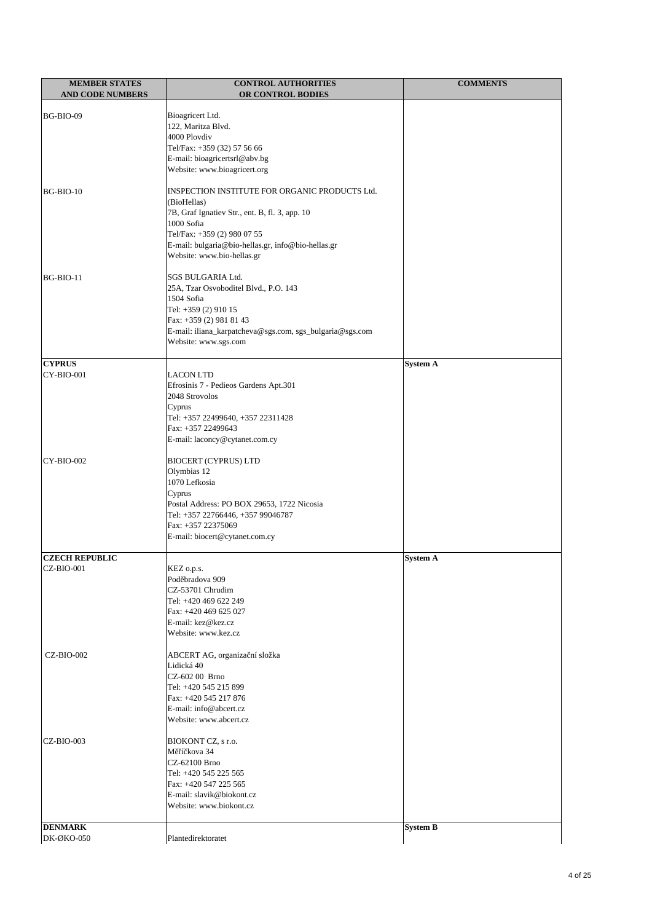| MEMBER STATES AND CODE NUMBERS | CONTROL AUTHORITIES OR CONTROL BODIES | COMMENTS |
|---|---|---|
| BG-BIO-09 | Bioagricert Ltd.<br>122, Maritza Blvd.<br>4000 Plovdiv<br>Tel/Fax: +359 (32) 57 56 66<br>E-mail: bioagricertsrl@abv.bg<br>Website: www.bioagricert.org | |
| BG-BIO-10 | INSPECTION INSTITUTE FOR ORGANIC PRODUCTS Ltd. (BioHellas)<br>7B, Graf Ignatiev Str., ent. B, fl. 3, app. 10<br>1000 Sofia<br>Tel/Fax: +359 (2) 980 07 55<br>E-mail: bulgaria@bio-hellas.gr, info@bio-hellas.gr<br>Website: www.bio-hellas.gr | |
| BG-BIO-11 | SGS BULGARIA Ltd.<br>25A, Tzar Osvoboditel Blvd., P.O. 143<br>1504 Sofia<br>Tel: +359 (2) 910 15<br>Fax: +359 (2) 981 81 43<br>E-mail: iliana_karpatcheva@sgs.com, sgs_bulgaria@sgs.com<br>Website: www.sgs.com | |
| **CYPRUS** | | **System A** |
| CY-BIO-001 | LACON LTD<br>Efrosinis 7 - Pedieos Gardens Apt.301<br>2048 Strovolos<br>Cyprus<br>Tel: +357 22499640, +357 22311428<br>Fax: +357 22499643<br>E-mail: laconcy@cytanet.com.cy | |
| CY-BIO-002 | BIOCERT (CYPRUS) LTD<br>Olymbias 12<br>1070 Lefkosia<br>Cyprus<br>Postal Address: PO BOX 29653, 1722 Nicosia<br>Tel: +357 22766446, +357 99046787<br>Fax: +357 22375069<br>E-mail: biocert@cytanet.com.cy | |
| **CZECH REPUBLIC** | | **System A** |
| CZ-BIO-001 | KEZ o.p.s.<br>Poděbradova 909<br>CZ-53701 Chrudim<br>Tel: +420 469 622 249<br>Fax: +420 469 625 027<br>E-mail: kez@kez.cz<br>Website: www.kez.cz | |
| CZ-BIO-002 | ABCERT AG, organizační složka<br>Lidická 40<br>CZ-602 00 Brno<br>Tel: +420 545 215 899<br>Fax: +420 545 217 876<br>E-mail: info@abcert.cz<br>Website: www.abcert.cz | |
| CZ-BIO-003 | BIOKONT CZ, s r.o.<br>Měříčkova 34<br>CZ-62100 Brno<br>Tel: +420 545 225 565<br>Fax: +420 547 225 565<br>E-mail: slavik@biokont.cz<br>Website: www.biokont.cz | |
| **DENMARK** | | **System B** |
| DK-ØKO-050 | Plantedirektoratet | |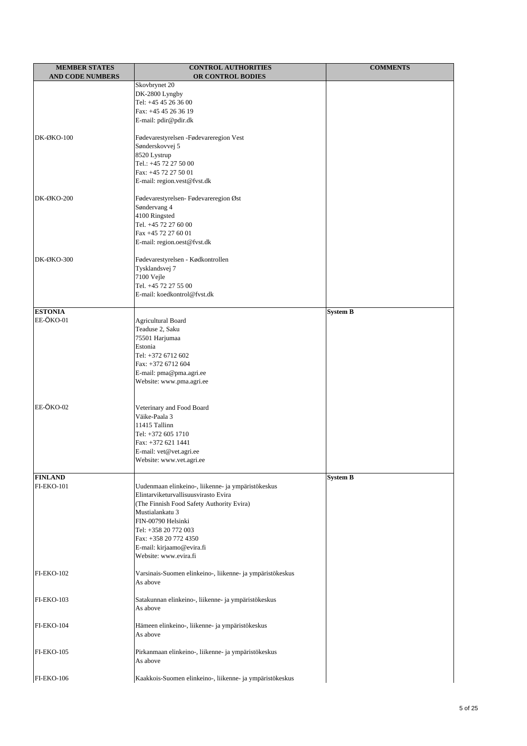| MEMBER STATES AND CODE NUMBERS | CONTROL AUTHORITIES OR CONTROL BODIES | COMMENTS |
|---|---|---|
| | Skovbrynet 20<br>DK-2800 Lyngby<br>Tel: +45 45 26 36 00<br>Fax: +45 45 26 36 19<br>E-mail: pdir@pdir.dk | |
| DK-ØKO-100 | Fødevarestyrelsen -Fødevareregion Vest<br>Sønderskovvej 5<br>8520 Lystrup<br>Tel.: +45 72 27 50 00<br>Fax: +45 72 27 50 01<br>E-mail: region.vest@fvst.dk | |
| DK-ØKO-200 | Fødevarestyrelsen- Fødevareregion Øst<br>Søndervang 4<br>4100 Ringsted<br>Tel. +45 72 27 60 00<br>Fax +45 72 27 60 01<br>E-mail: region.oest@fvst.dk | |
| DK-ØKO-300 | Fødevarestyrelsen - Kødkontrollen<br>Tysklandsvej 7<br>7100 Vejle<br>Tel. +45 72 27 55 00<br>E-mail: koedkontrol@fvst.dk | |
| **ESTONIA** | | **System B** |
| EE-ÖKO-01 | Agricultural Board<br>Teaduse 2, Saku<br>75501 Harjumaa<br>Estonia<br>Tel: +372 6712 602<br>Fax: +372 6712 604<br>E-mail: pma@pma.agri.ee<br>Website: www.pma.agri.ee | |
| EE-ÖKO-02 | Veterinary and Food Board<br>Väike-Paala 3<br>11415 Tallinn<br>Tel: +372 605 1710<br>Fax: +372 621 1441<br>E-mail: vet@vet.agri.ee<br>Website: www.vet.agri.ee | |
| **FINLAND** | | **System B** |
| FI-EKO-101 | Uudenmaan elinkeino-, liikenne- ja ympäristökeskus<br>Elintarviketurvallisuusvirasto Evira<br>(The Finnish Food Safety Authority Evira)<br>Mustialankatu 3<br>FIN-00790 Helsinki<br>Tel: +358 20 772 003<br>Fax: +358 20 772 4350<br>E-mail: kirjaamo@evira.fi<br>Website: www.evira.fi | |
| FI-EKO-102 | Varsinais-Suomen elinkeino-, liikenne- ja ympäristökeskus<br>As above | |
| FI-EKO-103 | Satakunnan elinkeino-, liikenne- ja ympäristökeskus<br>As above | |
| FI-EKO-104 | Hämeen elinkeino-, liikenne- ja ympäristökeskus<br>As above | |
| FI-EKO-105 | Pirkanmaan elinkeino-, liikenne- ja ympäristökeskus<br>As above | |
| FI-EKO-106 | Kaakkois-Suomen elinkeino-, liikenne- ja ympäristökeskus | |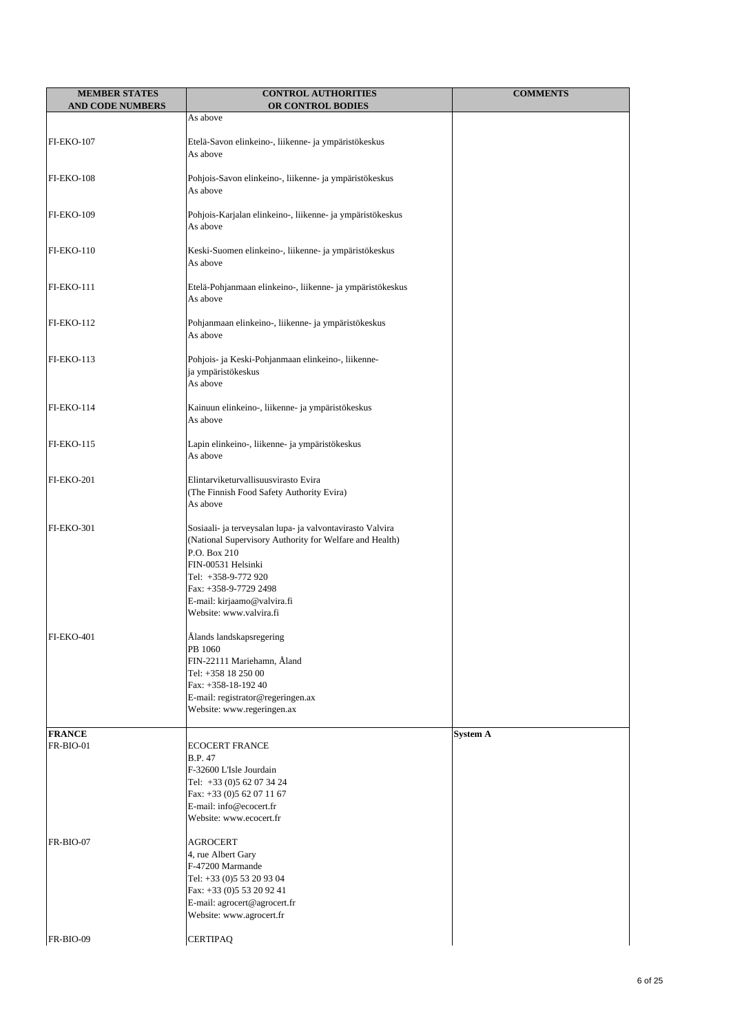| MEMBER STATES AND CODE NUMBERS | CONTROL AUTHORITIES OR CONTROL BODIES | COMMENTS |
|---|---|---|
| | As above | |
| FI-EKO-107 | Etelä-Savon elinkeino-, liikenne- ja ympäristökeskus<br>As above | |
| FI-EKO-108 | Pohjois-Savon elinkeino-, liikenne- ja ympäristökeskus<br>As above | |
| FI-EKO-109 | Pohjois-Karjalan elinkeino-, liikenne- ja ympäristökeskus<br>As above | |
| FI-EKO-110 | Keski-Suomen elinkeino-, liikenne- ja ympäristökeskus<br>As above | |
| FI-EKO-111 | Etelä-Pohjanmaan elinkeino-, liikenne- ja ympäristökeskus<br>As above | |
| FI-EKO-112 | Pohjanmaan elinkeino-, liikenne- ja ympäristökeskus<br>As above | |
| FI-EKO-113 | Pohjois- ja Keski-Pohjanmaan elinkeino-, liikenne- ja ympäristökeskus<br>As above | |
| FI-EKO-114 | Kainuun elinkeino-, liikenne- ja ympäristökeskus<br>As above | |
| FI-EKO-115 | Lapin elinkeino-, liikenne- ja ympäristökeskus<br>As above | |
| FI-EKO-201 | Elintarviketurvallisuusvirasto Evira<br>(The Finnish Food Safety Authority Evira)<br>As above | |
| FI-EKO-301 | Sosiaali- ja terveysalan lupa- ja valvontavirasto Valvira<br>(National Supervisory Authority for Welfare and Health)<br>P.O. Box 210<br>FIN-00531 Helsinki<br>Tel: +358-9-772 920<br>Fax: +358-9-7729 2498<br>E-mail: kirjaamo@valvira.fi<br>Website: www.valvira.fi | |
| FI-EKO-401 | Ålands landskapsregering<br>PB 1060<br>FIN-22111 Mariehamn, Åland<br>Tel: +358 18 250 00<br>Fax: +358-18-192 40<br>E-mail: registrator@regeringen.ax<br>Website: www.regeringen.ax | |
| **FRANCE**<br>FR-BIO-01 | ECOCERT FRANCE<br>B.P. 47<br>F-32600 L'Isle Jourdain<br>Tel: +33 (0)5 62 07 34 24<br>Fax: +33 (0)5 62 07 11 67<br>E-mail: info@ecocert.fr<br>Website: www.ecocert.fr | **System A** |
| FR-BIO-07 | AGROCERT<br>4, rue Albert Gary<br>F-47200 Marmande<br>Tel: +33 (0)5 53 20 93 04<br>Fax: +33 (0)5 53 20 92 41<br>E-mail: agrocert@agrocert.fr<br>Website: www.agrocert.fr | |
| FR-BIO-09 | CERTIPAQ | |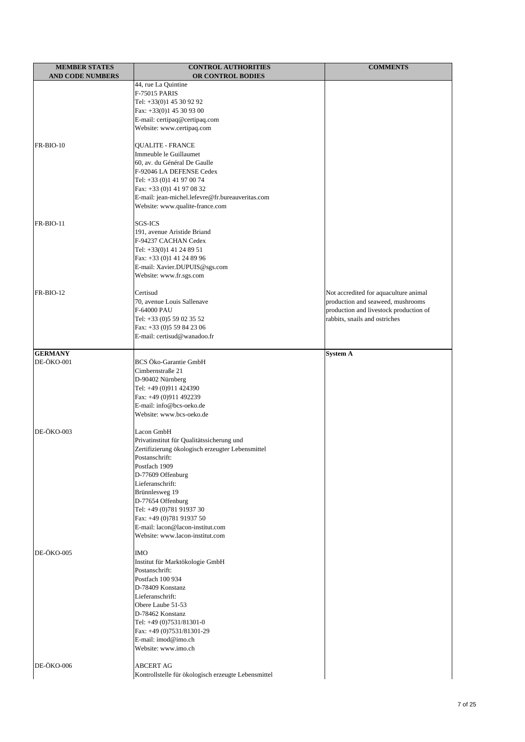| MEMBER STATES AND CODE NUMBERS | CONTROL AUTHORITIES OR CONTROL BODIES | COMMENTS |
|---|---|---|
| | 44, rue La Quintine<br>F-75015 PARIS<br>Tel: +33(0)1 45 30 92 92<br>Fax: +33(0)1 45 30 93 00<br>E-mail: certipaq@certipaq.com<br>Website: www.certipaq.com | |
| FR-BIO-10 | QUALITE - FRANCE<br>Immeuble le Guillaumet<br>60, av. du Général De Gaulle<br>F-92046 LA DEFENSE Cedex<br>Tel: +33 (0)1 41 97 00 74<br>Fax: +33 (0)1 41 97 08 32<br>E-mail: jean-michel.lefevre@fr.bureauveritas.com<br>Website: www.qualite-france.com | |
| FR-BIO-11 | SGS-ICS<br>191, avenue Aristide Briand<br>F-94237 CACHAN Cedex<br>Tel: +33(0)1 41 24 89 51<br>Fax: +33 (0)1 41 24 89 96<br>E-mail: Xavier.DUPUIS@sgs.com<br>Website: www.fr.sgs.com | |
| FR-BIO-12 | Certisud<br>70, avenue Louis Sallenave<br>F-64000 PAU<br>Tel: +33 (0)5 59 02 35 52<br>Fax: +33 (0)5 59 84 23 06<br>E-mail: certisud@wanadoo.fr | Not accredited for aquaculture animal production and seaweed, mushrooms production and livestock production of rabbits, snails and ostriches |
| **GERMANY** | | **System A** |
| DE-ÖKO-001 | BCS Öko-Garantie GmbH<br>Cimbernstraße 21<br>D-90402 Nürnberg<br>Tel: +49 (0)911 424390<br>Fax: +49 (0)911 492239<br>E-mail: info@bcs-oeko.de<br>Website: www.bcs-oeko.de | |
| DE-ÖKO-003 | Lacon GmbH<br>Privatinstitut für Qualitätssicherung und<br>Zertifizierung ökologisch erzeugter Lebensmittel<br>Postanschrift:<br>Postfach 1909<br>D-77609 Offenburg<br>Lieferanschrift:<br>Brünnlesweg 19<br>D-77654 Offenburg<br>Tel: +49 (0)781 91937 30<br>Fax: +49 (0)781 91937 50<br>E-mail: lacon@lacon-institut.com<br>Website: www.lacon-institut.com | |
| DE-ÖKO-005 | IMO<br>Institut für Marktökologie GmbH<br>Postanschrift:<br>Postfach 100 934<br>D-78409 Konstanz<br>Lieferanschrift:<br>Obere Laube 51-53<br>D-78462 Konstanz<br>Tel: +49 (0)7531/81301-0<br>Fax: +49 (0)7531/81301-29<br>E-mail: imod@imo.ch<br>Website: www.imo.ch | |
| DE-ÖKO-006 | ABCERT AG<br>Kontrollstelle für ökologisch erzeugte Lebensmittel | |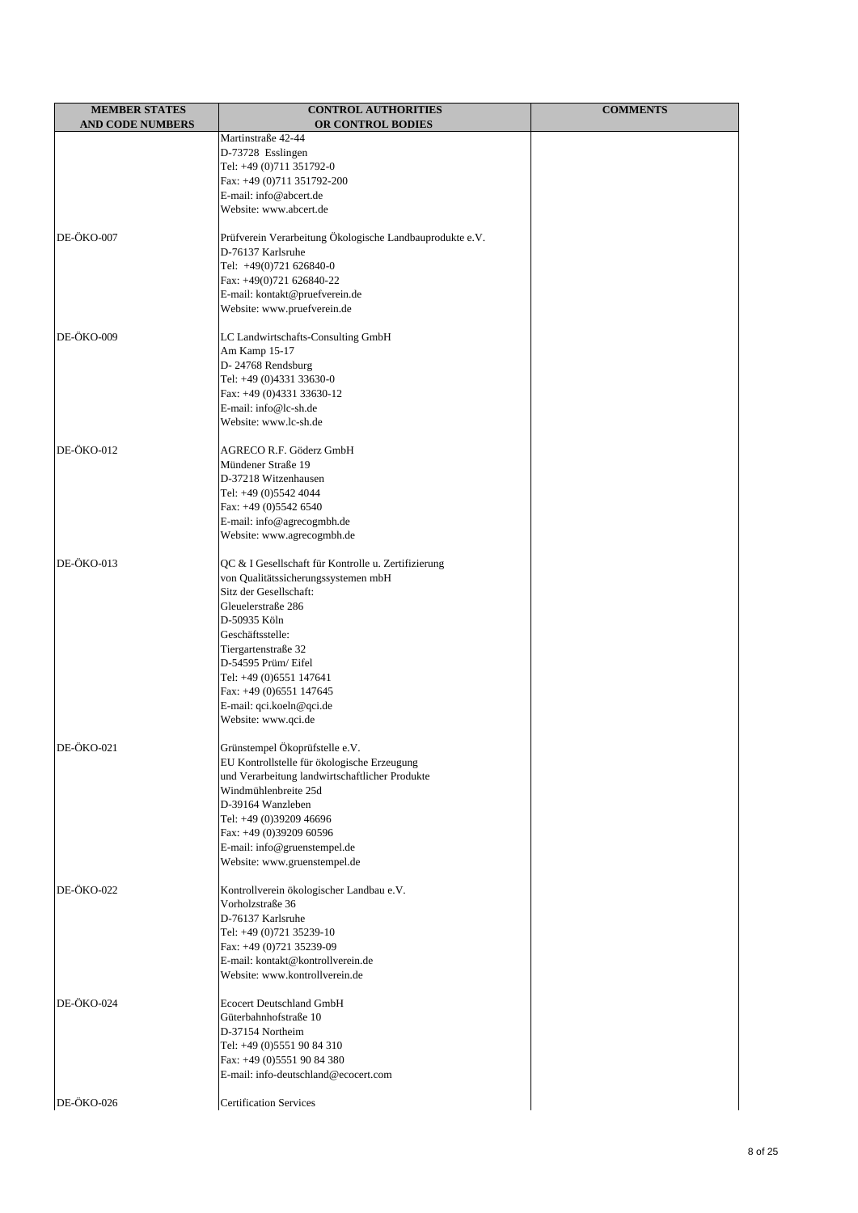| MEMBER STATES AND CODE NUMBERS | CONTROL AUTHORITIES OR CONTROL BODIES | COMMENTS |
|---|---|---|
| | Martinstraße 42-44<br>D-73728 Esslingen<br>Tel: +49 (0)711 351792-0<br>Fax: +49 (0)711 351792-200<br>E-mail: info@abcert.de<br>Website: www.abcert.de | |
| DE-ÖKO-007 | Prüfverein Verarbeitung Ökologische Landbauprodukte e.V.<br>D-76137 Karlsruhe<br>Tel: +49(0)721 626840-0<br>Fax: +49(0)721 626840-22<br>E-mail: kontakt@pruefverein.de<br>Website: www.pruefverein.de | |
| DE-ÖKO-009 | LC Landwirtschafts-Consulting GmbH<br>Am Kamp 15-17<br>D- 24768 Rendsburg<br>Tel: +49 (0)4331 33630-0<br>Fax: +49 (0)4331 33630-12<br>E-mail: info@lc-sh.de<br>Website: www.lc-sh.de | |
| DE-ÖKO-012 | AGRECO R.F. Göderz GmbH<br>Mündener Straße 19<br>D-37218 Witzenhausen<br>Tel: +49 (0)5542 4044<br>Fax: +49 (0)5542 6540<br>E-mail: info@agrecogmbh.de<br>Website: www.agrecogmbh.de | |
| DE-ÖKO-013 | QC & I Gesellschaft für Kontrolle u. Zertifizierung<br>von Qualitätssicherungssystemen mbH<br>Sitz der Gesellschaft:<br>Gleuelerstraße 286<br>D-50935 Köln<br>Geschäftsstelle:<br>Tiergartenstraße 32<br>D-54595 Prüm/ Eifel<br>Tel: +49 (0)6551 147641<br>Fax: +49 (0)6551 147645<br>E-mail: qci.koeln@qci.de<br>Website: www.qci.de | |
| DE-ÖKO-021 | Grünstempel Ökoprüfstelle e.V.<br>EU Kontrollstelle für ökologische Erzeugung<br>und Verarbeitung landwirtschaftlicher Produkte<br>Windmühlenbreite 25d<br>D-39164 Wanzleben<br>Tel: +49 (0)39209 46696<br>Fax: +49 (0)39209 60596<br>E-mail: info@gruenstempel.de<br>Website: www.gruenstempel.de | |
| DE-ÖKO-022 | Kontrollverein ökologischer Landbau e.V.<br>Vorholzstraße 36<br>D-76137 Karlsruhe<br>Tel: +49 (0)721 35239-10<br>Fax: +49 (0)721 35239-09<br>E-mail: kontakt@kontrollverein.de<br>Website: www.kontrollverein.de | |
| DE-ÖKO-024 | Ecocert Deutschland GmbH<br>Güterbahnhofstraße 10<br>D-37154 Northeim<br>Tel: +49 (0)5551 90 84 310<br>Fax: +49 (0)5551 90 84 380<br>E-mail: info-deutschland@ecocert.com | |
| DE-ÖKO-026 | Certification Services | |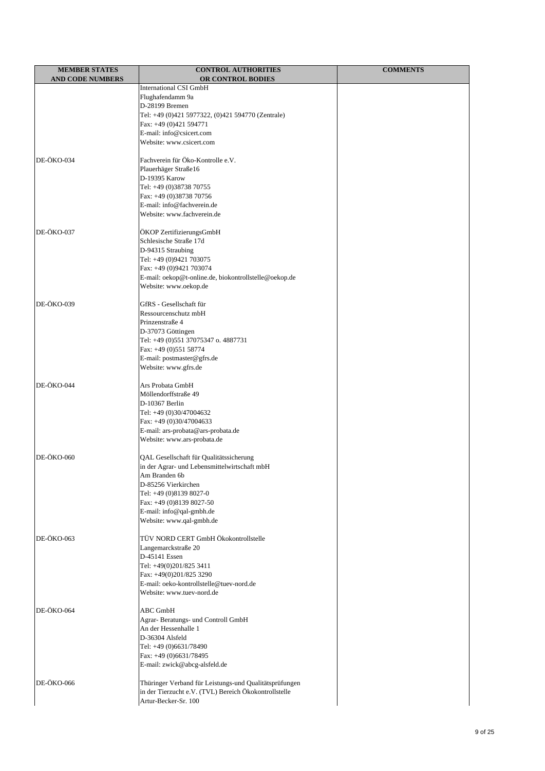| MEMBER STATES AND CODE NUMBERS | CONTROL AUTHORITIES OR CONTROL BODIES | COMMENTS |
|---|---|---|
| | International CSI GmbH<br>Flughafendamm 9a<br>D-28199 Bremen<br>Tel: +49 (0)421 5977322, (0)421 594770 (Zentrale)<br>Fax: +49 (0)421 594771<br>E-mail: info@csicert.com<br>Website: www.csicert.com | |
| DE-ÖKO-034 | Fachverein für Öko-Kontrolle e.V.<br>Plauerhäger Straße16<br>D-19395 Karow<br>Tel: +49 (0)38738 70755<br>Fax: +49 (0)38738 70756<br>E-mail: info@fachverein.de<br>Website: www.fachverein.de | |
| DE-ÖKO-037 | ÖKOP ZertifizierungsGmbH<br>Schlesische Straße 17d<br>D-94315 Straubing<br>Tel: +49 (0)9421 703075<br>Fax: +49 (0)9421 703074<br>E-mail: oekop@t-online.de, biokontrollstelle@oekop.de<br>Website: www.oekop.de | |
| DE-ÖKO-039 | GfRS - Gesellschaft für<br>Ressourcenschutz mbH<br>Prinzenstraße 4<br>D-37073 Göttingen<br>Tel: +49 (0)551 37075347 o. 4887731<br>Fax: +49 (0)551 58774<br>E-mail: postmaster@gfrs.de<br>Website: www.gfrs.de | |
| DE-ÖKO-044 | Ars Probata GmbH<br>Möllendorffstraße 49<br>D-10367 Berlin<br>Tel: +49 (0)30/47004632<br>Fax: +49 (0)30/47004633<br>E-mail: ars-probata@ars-probata.de<br>Website: www.ars-probata.de | |
| DE-ÖKO-060 | QAL Gesellschaft für Qualitätssicherung<br>in der Agrar- und Lebensmittelwirtschaft mbH<br>Am Branden 6b<br>D-85256 Vierkirchen<br>Tel: +49 (0)8139 8027-0<br>Fax: +49 (0)8139 8027-50<br>E-mail: info@qal-gmbh.de<br>Website: www.qal-gmbh.de | |
| DE-ÖKO-063 | TÜV NORD CERT GmbH Ökokontrollstelle<br>Langemarckstraße 20<br>D-45141 Essen<br>Tel: +49(0)201/825 3411<br>Fax: +49(0)201/825 3290<br>E-mail: oeko-kontrollstelle@tuev-nord.de<br>Website: www.tuev-nord.de | |
| DE-ÖKO-064 | ABC GmbH<br>Agrar- Beratungs- und Controll GmbH<br>An der Hessenhalle 1<br>D-36304 Alsfeld<br>Tel: +49 (0)6631/78490<br>Fax: +49 (0)6631/78495<br>E-mail: zwick@abcg-alsfeld.de | |
| DE-ÖKO-066 | Thüringer Verband für Leistungs-und Qualitätsprüfungen<br>in der Tierzucht e.V. (TVL) Bereich Ökokontrollstelle<br>Artur-Becker-Sr. 100 | |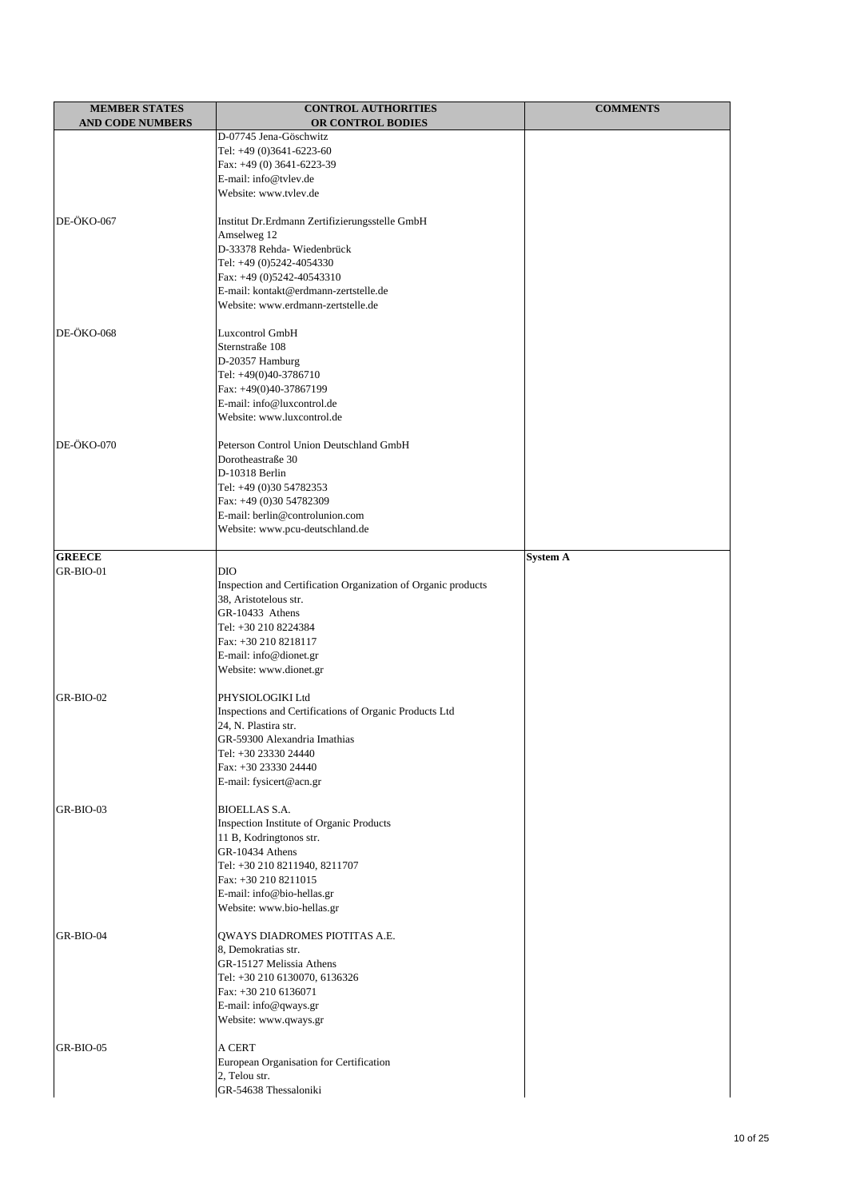| MEMBER STATES AND CODE NUMBERS | CONTROL AUTHORITIES OR CONTROL BODIES | COMMENTS |
|---|---|---|
| | D-07745 Jena-Göschwitz<br>Tel: +49 (0)3641-6223-60<br>Fax: +49 (0) 3641-6223-39<br>E-mail: info@tvlev.de<br>Website: www.tvlev.de | |
| DE-ÖKO-067 | Institut Dr.Erdmann Zertifizierungsstelle GmbH<br>Amselweg 12<br>D-33378 Rehda- Wiedenbrück<br>Tel: +49 (0)5242-4054330<br>Fax: +49 (0)5242-40543310<br>E-mail: kontakt@erdmann-zertstelle.de<br>Website: www.erdmann-zertstelle.de | |
| DE-ÖKO-068 | Luxcontrol GmbH<br>Sternstraße 108<br>D-20357 Hamburg<br>Tel: +49(0)40-3786710<br>Fax: +49(0)40-37867199<br>E-mail: info@luxcontrol.de<br>Website: www.luxcontrol.de | |
| DE-ÖKO-070 | Peterson Control Union Deutschland GmbH<br>Dorotheastraße 30<br>D-10318 Berlin<br>Tel: +49 (0)30 54782353<br>Fax: +49 (0)30 54782309<br>E-mail: berlin@controlunion.com<br>Website: www.pcu-deutschland.de | |
| **GREECE** | | **System A** |
| GR-BIO-01 | DIO<br>Inspection and Certification Organization of Organic products<br>38, Aristotelous str.<br>GR-10433 Athens<br>Tel: +30 210 8224384<br>Fax: +30 210 8218117<br>E-mail: info@dionet.gr<br>Website: www.dionet.gr | |
| GR-BIO-02 | PHYSIOLOGIKI Ltd<br>Inspections and Certifications of Organic Products Ltd<br>24, N. Plastira str.<br>GR-59300 Alexandria Imathias<br>Tel: +30 23330 24440<br>Fax: +30 23330 24440<br>E-mail: fysicert@acn.gr | |
| GR-BIO-03 | BIOELLAS S.A.<br>Inspection Institute of Organic Products<br>11 B, Kodringtonos str.<br>GR-10434 Athens<br>Tel: +30 210 8211940, 8211707<br>Fax: +30 210 8211015<br>E-mail: info@bio-hellas.gr<br>Website: www.bio-hellas.gr | |
| GR-BIO-04 | QWAYS DIADROMES PIOTITAS A.E.<br>8, Demokratias str.<br>GR-15127 Melissia Athens<br>Tel: +30 210 6130070, 6136326<br>Fax: +30 210 6136071<br>E-mail: info@qways.gr<br>Website: www.qways.gr | |
| GR-BIO-05 | A CERT<br>European Organisation for Certification<br>2, Telou str.<br>GR-54638 Thessaloniki | |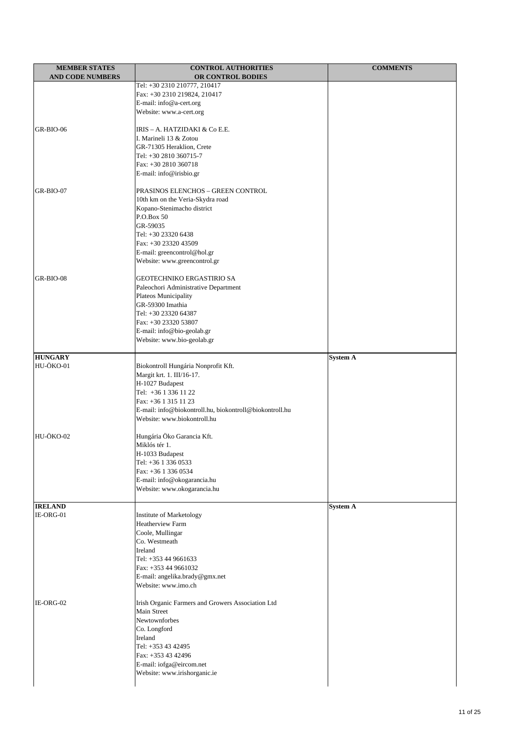| MEMBER STATES AND CODE NUMBERS | CONTROL AUTHORITIES OR CONTROL BODIES | COMMENTS |
|---|---|---|
| | Tel: +30 2310 210777, 210417<br>Fax: +30 2310 219824, 210417<br>E-mail: info@a-cert.org<br>Website: www.a-cert.org | |
| GR-BIO-06 | IRIS – A. HATZIDAKI & Co E.E.<br>I. Marineli 13 & Zotou<br>GR-71305 Heraklion, Crete<br>Tel: +30 2810 360715-7<br>Fax: +30 2810 360718<br>E-mail: info@irisbio.gr | |
| GR-BIO-07 | PRASINOS ELENCHOS – GREEN CONTROL<br>10th km on the Veria-Skydra road<br>Kopano-Stenimacho district<br>P.O.Box 50<br>GR-59035<br>Tel: +30 23320 6438<br>Fax: +30 23320 43509<br>E-mail: greencontrol@hol.gr<br>Website: www.greencontrol.gr | |
| GR-BIO-08 | GEOTECHNIKO ERGASTIRIO SA<br>Paleochori Administrative Department<br>Plateos Municipality<br>GR-59300 Imathia<br>Tel: +30 23320 64387<br>Fax: +30 23320 53807<br>E-mail: info@bio-geolab.gr<br>Website: www.bio-geolab.gr | |
| **HUNGARY**<br>HU-ÖKO-01 | Biokontroll Hungária Nonprofit Kft.<br>Margit krt. 1. III/16-17.<br>H-1027 Budapest<br>Tel: +36 1 336 11 22<br>Fax: +36 1 315 11 23<br>E-mail: info@biokontroll.hu, biokontroll@biokontroll.hu<br>Website: www.biokontroll.hu | **System A** |
| HU-ÖKO-02 | Hungária Öko Garancia Kft.<br>Miklós tér 1.<br>H-1033 Budapest<br>Tel: +36 1 336 0533<br>Fax: +36 1 336 0534<br>E-mail: info@okogarancia.hu<br>Website: www.okogarancia.hu | |
| **IRELAND**<br>IE-ORG-01 | Institute of Marketology<br>Heatherview Farm<br>Coole, Mullingar<br>Co. Westmeath<br>Ireland<br>Tel: +353 44 9661633<br>Fax: +353 44 9661032<br>E-mail: angelika.brady@gmx.net<br>Website: www.imo.ch | **System A** |
| IE-ORG-02 | Irish Organic Farmers and Growers Association Ltd<br>Main Street<br>Newtownforbes<br>Co. Longford<br>Ireland<br>Tel: +353 43 42495<br>Fax: +353 43 42496<br>E-mail: iofga@eircom.net<br>Website: www.irishorganic.ie | |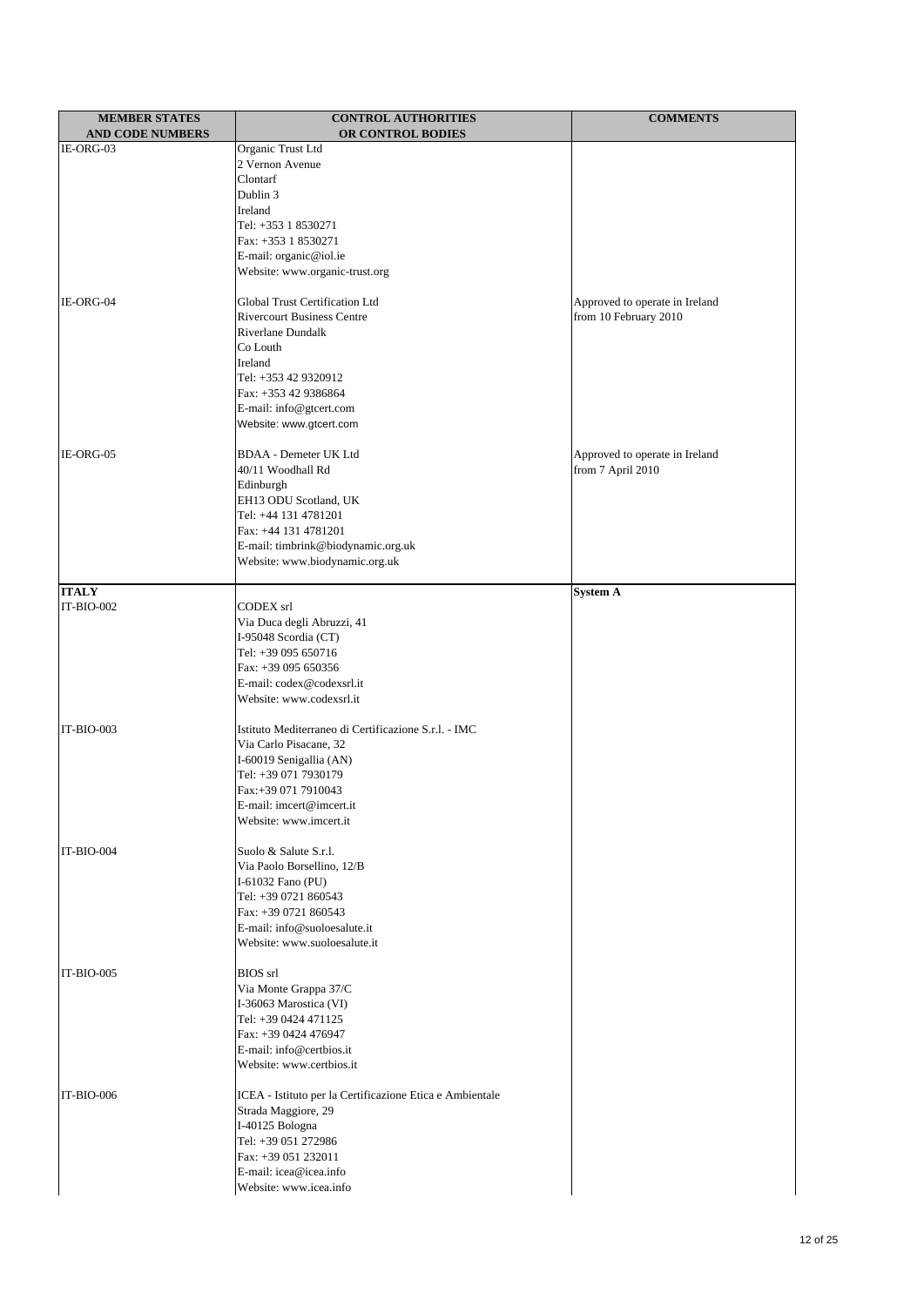| MEMBER STATES AND CODE NUMBERS | CONTROL AUTHORITIES OR CONTROL BODIES | COMMENTS |
|---|---|---|
| IE-ORG-03 | Organic Trust Ltd<br>2 Vernon Avenue<br>Clontarf<br>Dublin 3<br>Ireland<br>Tel: +353 1 8530271<br>Fax: +353 1 8530271<br>E-mail: organic@iol.ie<br>Website: www.organic-trust.org | |
| IE-ORG-04 | Global Trust Certification Ltd<br>Rivercourt Business Centre<br>Riverlane Dundalk<br>Co Louth<br>Ireland<br>Tel: +353 42 9320912<br>Fax: +353 42 9386864<br>E-mail: info@gtcert.com<br>Website: www.gtcert.com | Approved to operate in Ireland from 10 February 2010 |
| IE-ORG-05 | BDAA - Demeter UK Ltd<br>40/11 Woodhall Rd<br>Edinburgh<br>EH13 ODU Scotland, UK<br>Tel: +44 131 4781201<br>Fax: +44 131 4781201<br>E-mail: timbrink@biodynamic.org.uk<br>Website: www.biodynamic.org.uk | Approved to operate in Ireland from 7 April 2010 |
| **ITALY** | | **System A** |
| IT-BIO-002 | CODEX srl<br>Via Duca degli Abruzzi, 41<br>I-95048 Scordia (CT)<br>Tel: +39 095 650716<br>Fax: +39 095 650356<br>E-mail: codex@codexsrl.it<br>Website: www.codexsrl.it | |
| IT-BIO-003 | Istituto Mediterraneo di Certificazione S.r.l. - IMC<br>Via Carlo Pisacane, 32<br>I-60019 Senigallia (AN)<br>Tel: +39 071 7930179<br>Fax:+39 071 7910043<br>E-mail: imcert@imcert.it<br>Website: www.imcert.it | |
| IT-BIO-004 | Suolo & Salute S.r.l.<br>Via Paolo Borsellino, 12/B<br>I-61032 Fano (PU)<br>Tel: +39 0721 860543<br>Fax: +39 0721 860543<br>E-mail: info@suoloesalute.it<br>Website: www.suoloesalute.it | |
| IT-BIO-005 | BIOS srl<br>Via Monte Grappa 37/C<br>I-36063 Marostica (VI)<br>Tel: +39 0424 471125<br>Fax: +39 0424 476947<br>E-mail: info@certbios.it<br>Website: www.certbios.it | |
| IT-BIO-006 | ICEA - Istituto per la Certificazione Etica e Ambientale<br>Strada Maggiore, 29<br>I-40125 Bologna<br>Tel: +39 051 272986<br>Fax: +39 051 232011<br>E-mail: icea@icea.info<br>Website: www.icea.info | |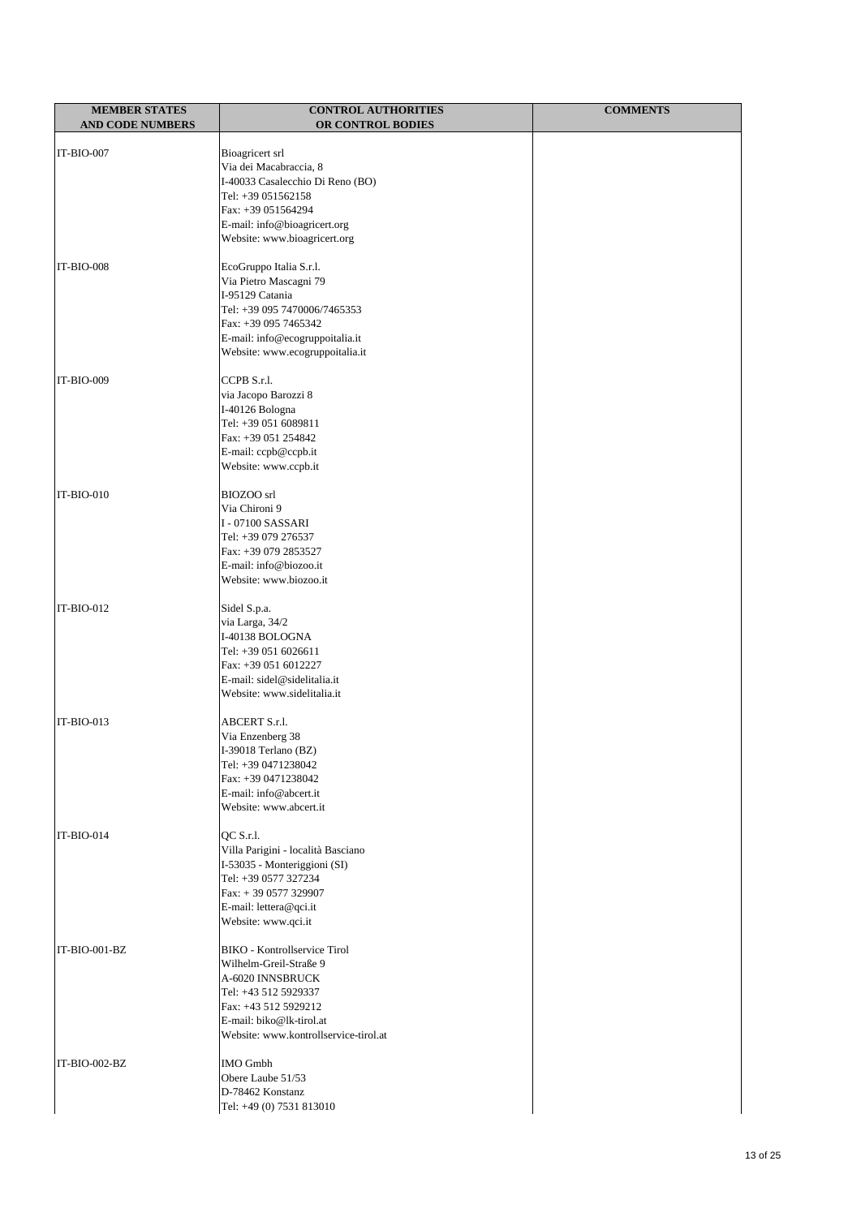| MEMBER STATES AND CODE NUMBERS | CONTROL AUTHORITIES OR CONTROL BODIES | COMMENTS |
| --- | --- | --- |
| IT-BIO-007 | Bioagricert srl<br>Via dei Macabraccia, 8<br>I-40033 Casalecchio Di Reno (BO)<br>Tel: +39 051562158<br>Fax: +39 051564294<br>E-mail: info@bioagricert.org<br>Website: www.bioagricert.org | |
| IT-BIO-008 | EcoGruppo Italia S.r.l.<br>Via Pietro Mascagni 79<br>I-95129 Catania<br>Tel: +39 095 7470006/7465353<br>Fax: +39 095 7465342<br>E-mail: info@ecogruppoitalia.it<br>Website: www.ecogruppoitalia.it | |
| IT-BIO-009 | CCPB S.r.l.<br>via Jacopo Barozzi 8<br>I-40126 Bologna<br>Tel: +39 051 6089811<br>Fax: +39 051 254842<br>E-mail: ccpb@ccpb.it<br>Website: www.ccpb.it | |
| IT-BIO-010 | BIOZOO srl<br>Via Chironi 9<br>I - 07100 SASSARI<br>Tel: +39 079 276537<br>Fax: +39 079 2853527<br>E-mail: info@biozoo.it<br>Website: www.biozoo.it | |
| IT-BIO-012 | Sidel S.p.a.<br>via Larga, 34/2<br>I-40138 BOLOGNA<br>Tel: +39 051 6026611<br>Fax: +39 051 6012227<br>E-mail: sidel@sidelitalia.it<br>Website: www.sidelitalia.it | |
| IT-BIO-013 | ABCERT S.r.l.<br>Via Enzenberg 38<br>I-39018 Terlano (BZ)<br>Tel: +39 0471238042<br>Fax: +39 0471238042<br>E-mail: info@abcert.it<br>Website: www.abcert.it | |
| IT-BIO-014 | QC S.r.l.<br>Villa Parigini - località Basciano<br>I-53035 - Monteriggioni (SI)<br>Tel: +39 0577 327234<br>Fax: + 39 0577 329907<br>E-mail: lettera@qci.it<br>Website: www.qci.it | |
| IT-BIO-001-BZ | BIKO - Kontrollservice Tirol<br>Wilhelm-Greil-Straße 9<br>A-6020 INNSBRUCK<br>Tel: +43 512 5929337<br>Fax: +43 512 5929212<br>E-mail: biko@lk-tirol.at<br>Website: www.kontrollservice-tirol.at | |
| IT-BIO-002-BZ | IMO Gmbh<br>Obere Laube 51/53<br>D-78462 Konstanz<br>Tel: +49 (0) 7531 813010 | |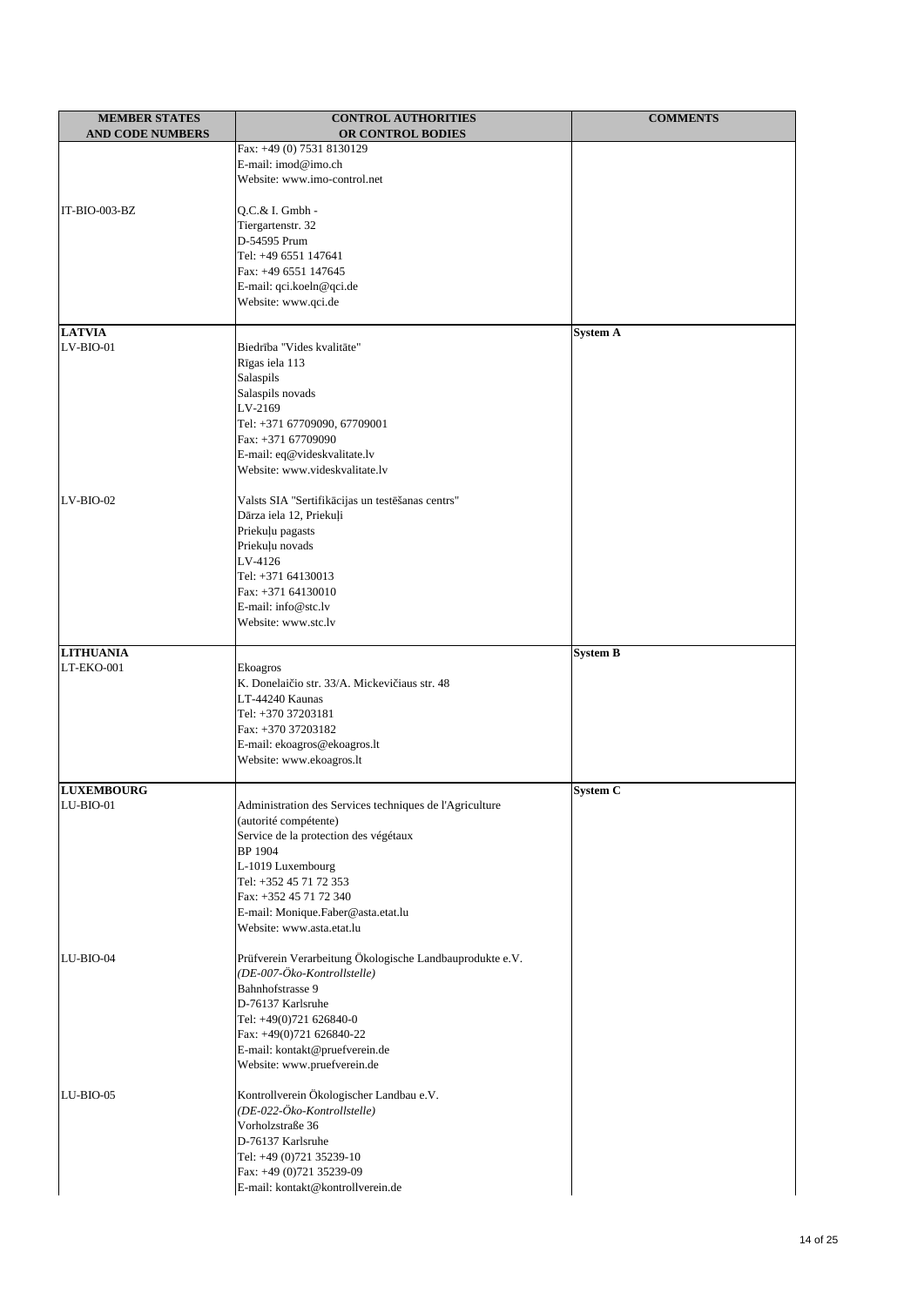| MEMBER STATES AND CODE NUMBERS | CONTROL AUTHORITIES OR CONTROL BODIES | COMMENTS |
|---|---|---|
| | Fax: +49 (0) 7531 8130129<br>E-mail: imod@imo.ch<br>Website: www.imo-control.net | |
| IT-BIO-003-BZ | Q.C.& I. Gmbh -<br>Tiergartenstr. 32<br>D-54595 Prum<br>Tel: +49 6551 147641<br>Fax: +49 6551 147645<br>E-mail: qci.koeln@qci.de<br>Website: www.qci.de | |
| **LATVIA** | | **System A** |
| LV-BIO-01 | Biedrība "Vides kvalitāte"<br>Rīgas iela 113<br>Salaspils<br>Salaspils novads<br>LV-2169<br>Tel: +371 67709090, 67709001<br>Fax: +371 67709090<br>E-mail: eq@videskvalitate.lv<br>Website: www.videskvalitate.lv | |
| LV-BIO-02 | Valsts SIA "Sertifikācijas un testēšanas centrs"<br>Dārza iela 12, Priekuļi<br>Priekuļu pagasts<br>Priekuļu novads<br>LV-4126<br>Tel: +371 64130013<br>Fax: +371 64130010<br>E-mail: info@stc.lv<br>Website: www.stc.lv | |
| **LITHUANIA** | | **System B** |
| LT-EKO-001 | Ekoagros<br>K. Donelaičio str. 33/A. Mickevičiaus str. 48<br>LT-44240 Kaunas<br>Tel: +370 37203181<br>Fax: +370 37203182<br>E-mail: ekoagros@ekoagros.lt<br>Website: www.ekoagros.lt | |
| **LUXEMBOURG** | | **System C** |
| LU-BIO-01 | Administration des Services techniques de l'Agriculture<br>(autorité compétente)<br>Service de la protection des végétaux<br>BP 1904<br>L-1019 Luxembourg<br>Tel: +352 45 71 72 353<br>Fax: +352 45 71 72 340<br>E-mail: Monique.Faber@asta.etat.lu<br>Website: www.asta.etat.lu | |
| LU-BIO-04 | Prüfverein Verarbeitung Ökologische Landbauprodukte e.V.<br>*(DE-007-Öko-Kontrollstelle)*<br>Bahnhofstrasse 9<br>D-76137 Karlsruhe<br>Tel: +49(0)721 626840-0<br>Fax: +49(0)721 626840-22<br>E-mail: kontakt@pruefverein.de<br>Website: www.pruefverein.de | |
| LU-BIO-05 | Kontrollverein Ökologischer Landbau e.V.<br>*(DE-022-Öko-Kontrollstelle)*<br>Vorholzstraße 36<br>D-76137 Karlsruhe<br>Tel: +49 (0)721 35239-10<br>Fax: +49 (0)721 35239-09<br>E-mail: kontakt@kontrollverein.de | |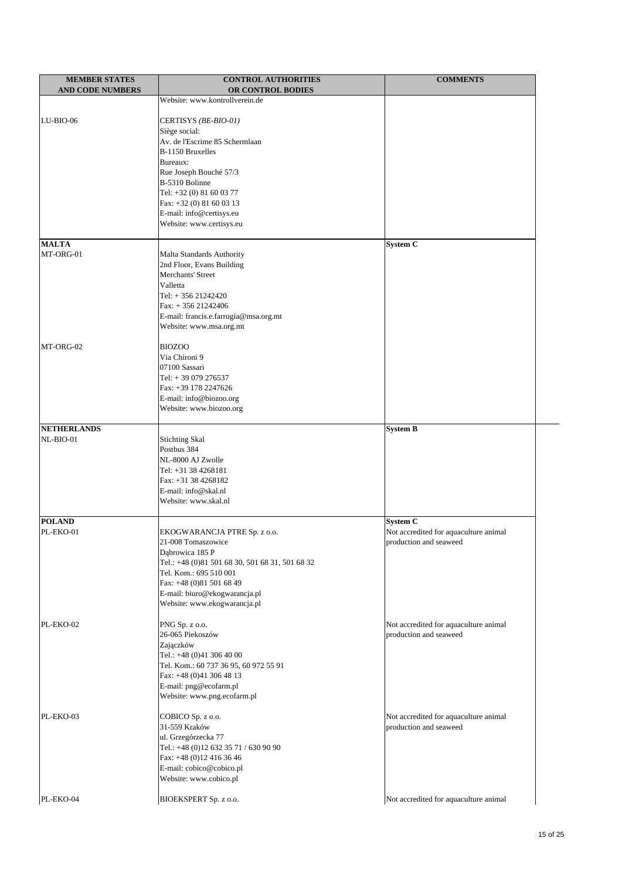| MEMBER STATES AND CODE NUMBERS | CONTROL AUTHORITIES OR CONTROL BODIES | COMMENTS |
|---|---|---|
| | Website: www.kontrollverein.de | |
| LU-BIO-06 | CERTISYS *(BE-BIO-01)*<br>Siège social:<br>Av. de l'Escrime 85 Schermlaan<br>B-1150 Bruxelles<br>Bureaux:<br>Rue Joseph Bouché 57/3<br>B-5310 Bolinne<br>Tel: +32 (0) 81 60 03 77<br>Fax: +32 (0) 81 60 03 13<br>E-mail: info@certisys.eu<br>Website: www.certisys.eu | |
| **MALTA** | | **System C** |
| MT-ORG-01 | Malta Standards Authority<br>2nd Floor, Evans Building<br>Merchants' Street<br>Valletta<br>Tel: + 356 21242420<br>Fax: + 356 21242406<br>E-mail: francis.e.farrugia@msa.org.mt<br>Website: www.msa.org.mt | |
| MT-ORG-02 | BIOZOO<br>Via Chironi 9<br>07100 Sassari<br>Tel: + 39 079 276537<br>Fax: +39 178 2247626<br>E-mail: info@biozoo.org<br>Website: www.biozoo.org | |
| **NETHERLANDS** | | **System B** |
| NL-BIO-01 | Stichting Skal<br>Postbus 384<br>NL-8000 AJ Zwolle<br>Tel: +31 38 4268181<br>Fax: +31 38 4268182<br>E-mail: info@skal.nl<br>Website: www.skal.nl | |
| **POLAND** | | **System C** |
| PL-EKO-01 | EKOGWARANCJA PTRE Sp. z o.o.<br>21-008 Tomaszowice<br>Dąbrowica 185 P<br>Tel.: +48 (0)81 501 68 30, 501 68 31, 501 68 32<br>Tel. Kom.: 695 510 001<br>Fax: +48 (0)81 501 68 49<br>E-mail: biuro@ekogwarancja.pl<br>Website: www.ekogwarancja.pl | Not accredited for aquaculture animal production and seaweed |
| PL-EKO-02 | PNG Sp. z o.o.<br>26-065 Piekoszów<br>Zajączków<br>Tel.: +48 (0)41 306 40 00<br>Tel. Kom.: 60 737 36 95, 60 972 55 91<br>Fax: +48 (0)41 306 48 13<br>E-mail: png@ecofarm.pl<br>Website: www.png.ecofarm.pl | Not accredited for aquaculture animal production and seaweed |
| PL-EKO-03 | COBICO Sp. z o.o.<br>31-559 Kraków<br>ul. Grzegórzecka 77<br>Tel.: +48 (0)12 632 35 71 / 630 90 90<br>Fax: +48 (0)12 416 36 46<br>E-mail: cobico@cobico.pl<br>Website: www.cobico.pl | Not accredited for aquaculture animal production and seaweed |
| PL-EKO-04 | BIOEKSPERT Sp. z o.o. | Not accredited for aquaculture animal |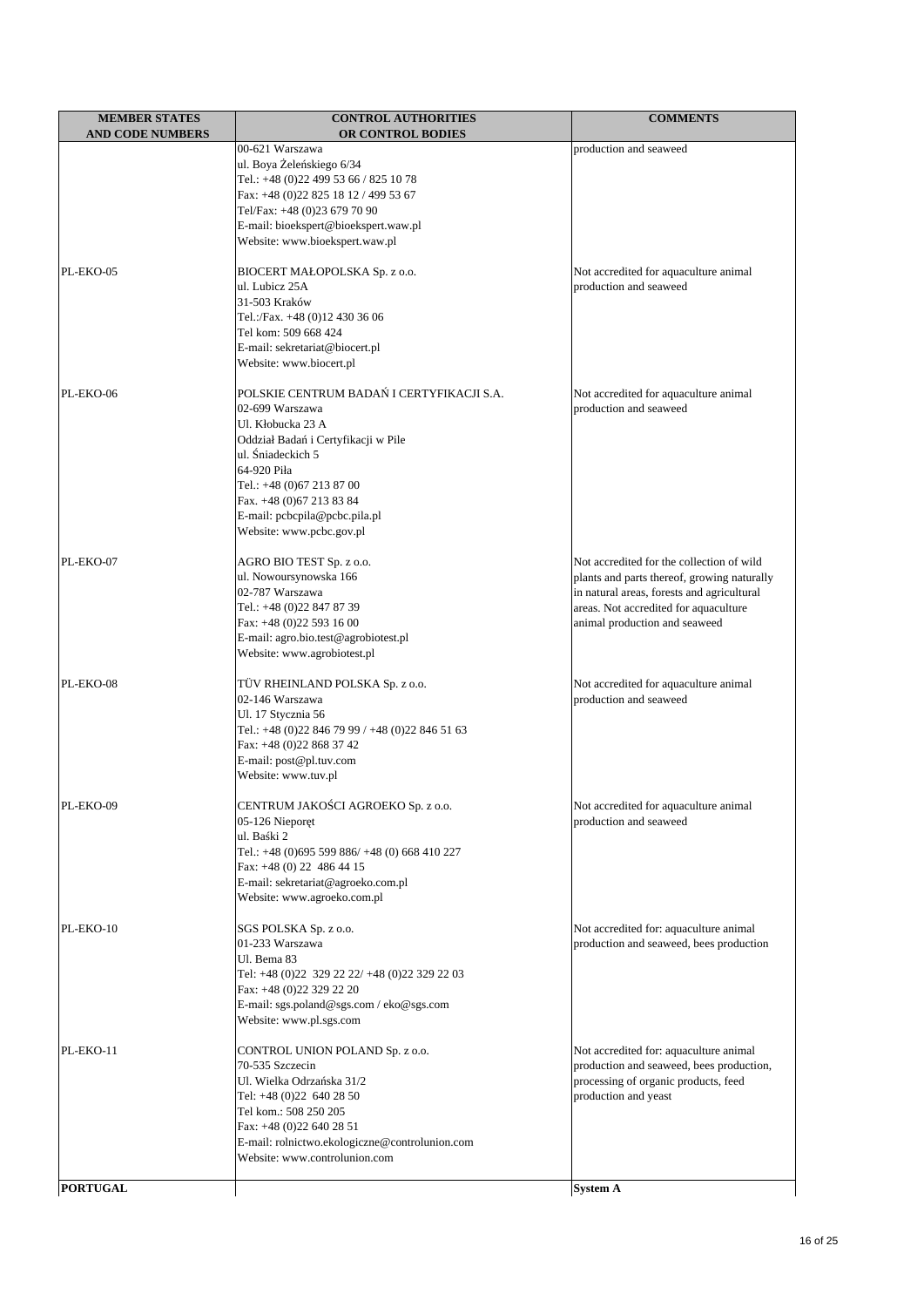| MEMBER STATES AND CODE NUMBERS | CONTROL AUTHORITIES OR CONTROL BODIES | COMMENTS |
|---|---|---|
| | 00-621 Warszawa<br>ul. Boya Żeleńskiego 6/34<br>Tel.: +48 (0)22 499 53 66 / 825 10 78<br>Fax: +48 (0)22 825 18 12 / 499 53 67<br>Tel/Fax: +48 (0)23 679 70 90<br>E-mail: bioekspert@bioekspert.waw.pl<br>Website: www.bioekspert.waw.pl | production and seaweed |
| PL-EKO-05 | BIOCERT MAŁOPOLSKA Sp. z o.o.<br>ul. Lubicz 25A<br>31-503 Kraków<br>Tel.:/Fax. +48 (0)12 430 36 06<br>Tel kom: 509 668 424<br>E-mail: sekretariat@biocert.pl<br>Website: www.biocert.pl | Not accredited for aquaculture animal production and seaweed |
| PL-EKO-06 | POLSKIE CENTRUM BADAŃ I CERTYFIKACJI S.A.<br>02-699 Warszawa<br>Ul. Kłobucka 23 A<br>Oddział Badań i Certyfikacji w Pile<br>ul. Śniadeckich 5<br>64-920 Piła<br>Tel.: +48 (0)67 213 87 00<br>Fax. +48 (0)67 213 83 84<br>E-mail: pcbcpila@pcbc.pila.pl<br>Website: www.pcbc.gov.pl | Not accredited for aquaculture animal production and seaweed |
| PL-EKO-07 | AGRO BIO TEST Sp. z o.o.<br>ul. Nowoursynowska 166<br>02-787 Warszawa<br>Tel.: +48 (0)22 847 87 39<br>Fax: +48 (0)22 593 16 00<br>E-mail: agro.bio.test@agrobiotest.pl<br>Website: www.agrobiotest.pl | Not accredited for the collection of wild plants and parts thereof, growing naturally in natural areas, forests and agricultural areas. Not accredited for aquaculture animal production and seaweed |
| PL-EKO-08 | TÜV RHEINLAND POLSKA Sp. z o.o.<br>02-146 Warszawa<br>Ul. 17 Stycznia 56<br>Tel.: +48 (0)22 846 79 99 / +48 (0)22 846 51 63<br>Fax: +48 (0)22 868 37 42<br>E-mail: post@pl.tuv.com<br>Website: www.tuv.pl | Not accredited for aquaculture animal production and seaweed |
| PL-EKO-09 | CENTRUM JAKOŚCI AGROEKO Sp. z o.o.<br>05-126 Nieporęt<br>ul. Baśki 2<br>Tel.: +48 (0)695 599 886/ +48 (0) 668 410 227<br>Fax: +48 (0) 22 486 44 15<br>E-mail: sekretariat@agroeko.com.pl<br>Website: www.agroeko.com.pl | Not accredited for aquaculture animal production and seaweed |
| PL-EKO-10 | SGS POLSKA Sp. z o.o.<br>01-233 Warszawa<br>Ul. Bema 83<br>Tel: +48 (0)22 329 22 22/ +48 (0)22 329 22 03<br>Fax: +48 (0)22 329 22 20<br>E-mail: sgs.poland@sgs.com / eko@sgs.com<br>Website: www.pl.sgs.com | Not accredited for: aquaculture animal production and seaweed, bees production |
| PL-EKO-11 | CONTROL UNION POLAND Sp. z o.o.<br>70-535 Szczecin<br>Ul. Wielka Odrzańska 31/2<br>Tel: +48 (0)22 640 28 50<br>Tel kom.: 508 250 205<br>Fax: +48 (0)22 640 28 51<br>E-mail: rolnictwo.ekologiczne@controlunion.com<br>Website: www.controlunion.com | Not accredited for: aquaculture animal production and seaweed, bees production, processing of organic products, feed production and yeast |
| **PORTUGAL** | | **System A** |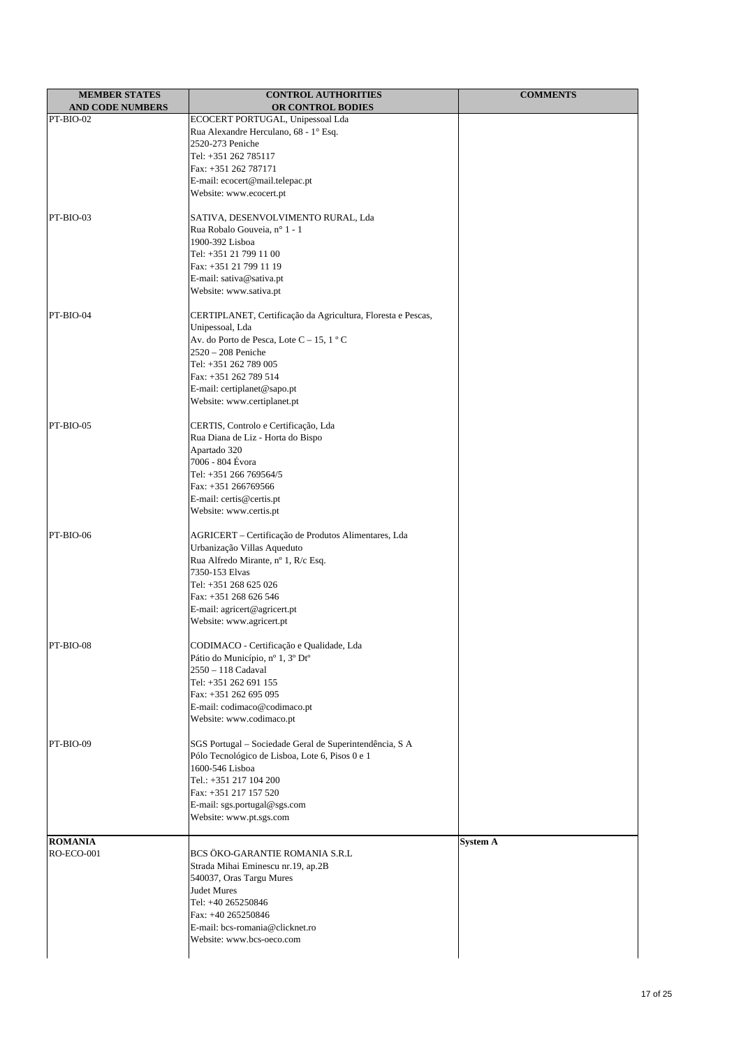| MEMBER STATES AND CODE NUMBERS | CONTROL AUTHORITIES OR CONTROL BODIES | COMMENTS |
|---|---|---|
| PT-BIO-02 | ECOCERT PORTUGAL, Unipessoal Lda<br>Rua Alexandre Herculano, 68 - 1° Esq.<br>2520-273 Peniche<br>Tel: +351 262 785117<br>Fax: +351 262 787171<br>E-mail: ecocert@mail.telepac.pt<br>Website: www.ecocert.pt | |
| PT-BIO-03 | SATIVA, DESENVOLVIMENTO RURAL, Lda<br>Rua Robalo Gouveia, n° 1 - 1<br>1900-392 Lisboa<br>Tel: +351 21 799 11 00<br>Fax: +351 21 799 11 19<br>E-mail: sativa@sativa.pt<br>Website: www.sativa.pt | |
| PT-BIO-04 | CERTIPLANET, Certificação da Agricultura, Floresta e Pescas, Unipessoal, Lda<br>Av. do Porto de Pesca, Lote C – 15, 1 ° C<br>2520 – 208 Peniche<br>Tel: +351 262 789 005<br>Fax: +351 262 789 514<br>E-mail: certiplanet@sapo.pt<br>Website: www.certiplanet.pt | |
| PT-BIO-05 | CERTIS, Controlo e Certificação, Lda<br>Rua Diana de Liz - Horta do Bispo<br>Apartado 320<br>7006 - 804 Évora<br>Tel: +351 266 769564/5<br>Fax: +351 266769566<br>E-mail: certis@certis.pt<br>Website: www.certis.pt | |
| PT-BIO-06 | AGRICERT – Certificação de Produtos Alimentares, Lda<br>Urbanização Villas Aqueduto<br>Rua Alfredo Mirante, nº 1, R/c Esq.<br>7350-153 Elvas<br>Tel: +351 268 625 026<br>Fax: +351 268 626 546<br>E-mail: agricert@agricert.pt<br>Website: www.agricert.pt | |
| PT-BIO-08 | CODIMACO - Certificação e Qualidade, Lda<br>Pátio do Município, nº 1, 3º Dtº<br>2550 – 118 Cadaval<br>Tel: +351 262 691 155<br>Fax: +351 262 695 095<br>E-mail: codimaco@codimaco.pt<br>Website: www.codimaco.pt | |
| PT-BIO-09 | SGS Portugal – Sociedade Geral de Superintendência, S A<br>Pólo Tecnológico de Lisboa, Lote 6, Pisos 0 e 1<br>1600-546 Lisboa<br>Tel.: +351 217 104 200<br>Fax: +351 217 157 520<br>E-mail: sgs.portugal@sgs.com<br>Website: www.pt.sgs.com | |
| **ROMANIA** | | **System A** |
| RO-ECO-001 | BCS ÖKO-GARANTIE ROMANIA S.R.L<br>Strada Mihai Eminescu nr.19, ap.2B<br>540037, Oras Targu Mures<br>Judet Mures<br>Tel: +40 265250846<br>Fax: +40 265250846<br>E-mail: bcs-romania@clicknet.ro<br>Website: www.bcs-oeco.com | |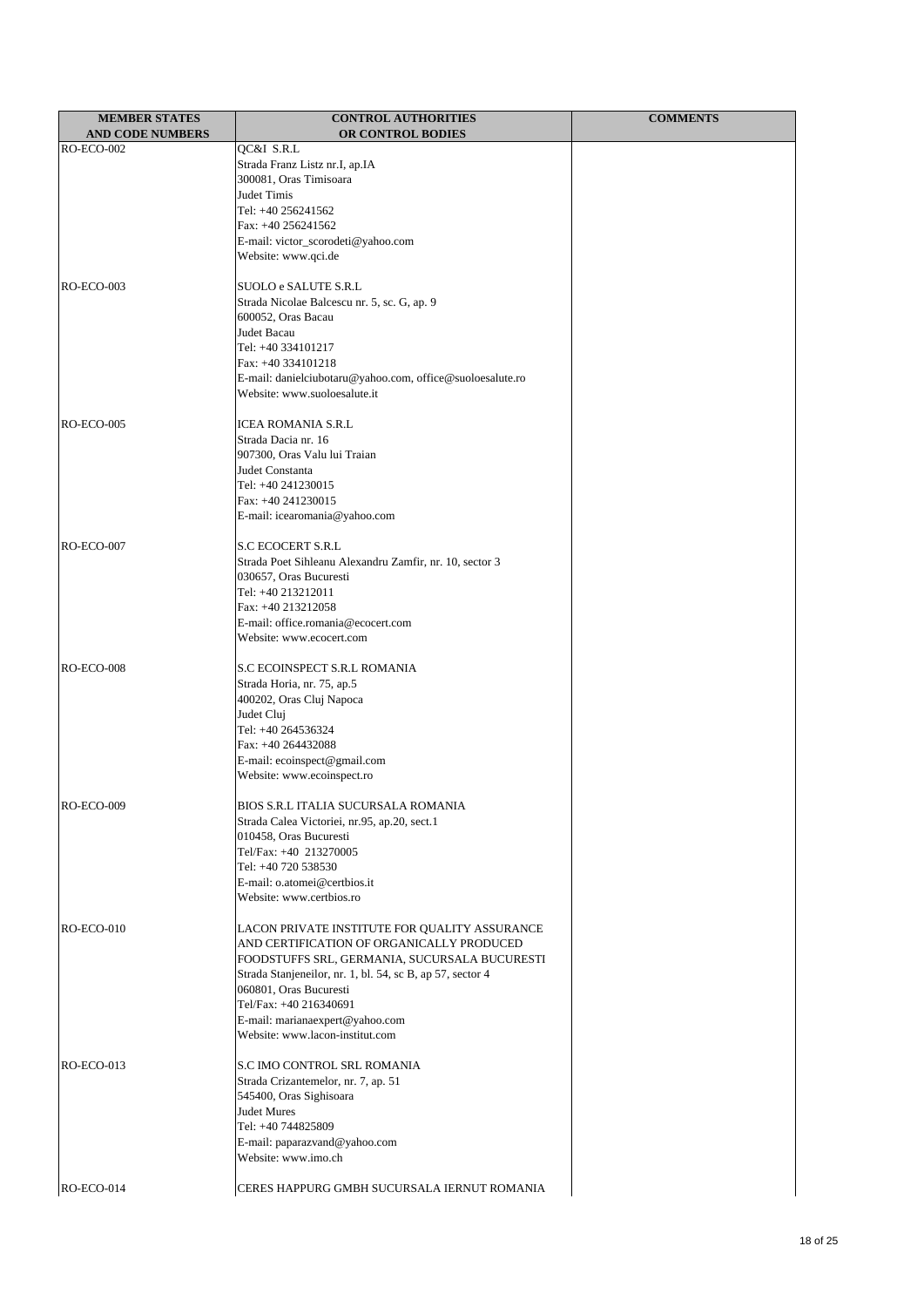| MEMBER STATES AND CODE NUMBERS | CONTROL AUTHORITIES OR CONTROL BODIES | COMMENTS |
| --- | --- | --- |
| RO-ECO-002 | QC&I S.R.L<br>Strada Franz Listz nr.I, ap.IA<br>300081, Oras Timisoara<br>Judet Timis<br>Tel: +40 256241562<br>Fax: +40 256241562<br>E-mail: victor_scorodeti@yahoo.com<br>Website: www.qci.de | |
| RO-ECO-003 | SUOLO e SALUTE S.R.L<br>Strada Nicolae Balcescu nr. 5, sc. G, ap. 9<br>600052, Oras Bacau<br>Judet Bacau<br>Tel: +40 334101217<br>Fax: +40 334101218<br>E-mail: danielciubotaru@yahoo.com, office@suoloesalute.ro<br>Website: www.suoloesalute.it | |
| RO-ECO-005 | ICEA ROMANIA S.R.L<br>Strada Dacia nr. 16<br>907300, Oras Valu lui Traian<br>Judet Constanta<br>Tel: +40 241230015<br>Fax: +40 241230015<br>E-mail: icearomania@yahoo.com | |
| RO-ECO-007 | S.C ECOCERT S.R.L<br>Strada Poet Sihleanu Alexandru Zamfir, nr. 10, sector 3<br>030657, Oras Bucuresti<br>Tel: +40 213212011<br>Fax: +40 213212058<br>E-mail: office.romania@ecocert.com<br>Website: www.ecocert.com | |
| RO-ECO-008 | S.C ECOINSPECT S.R.L ROMANIA<br>Strada Horia, nr. 75, ap.5<br>400202, Oras Cluj Napoca<br>Judet Cluj<br>Tel: +40 264536324<br>Fax: +40 264432088<br>E-mail: ecoinspect@gmail.com<br>Website: www.ecoinspect.ro | |
| RO-ECO-009 | BIOS S.R.L ITALIA SUCURSALA ROMANIA<br>Strada Calea Victoriei, nr.95, ap.20, sect.1<br>010458, Oras Bucuresti<br>Tel/Fax: +40 213270005<br>Tel: +40 720 538530<br>E-mail: o.atomei@certbios.it<br>Website: www.certbios.ro | |
| RO-ECO-010 | LACON PRIVATE INSTITUTE FOR QUALITY ASSURANCE AND CERTIFICATION OF ORGANICALLY PRODUCED FOODSTUFFS SRL, GERMANIA, SUCURSALA BUCURESTI<br>Strada Stanjeneilor, nr. 1, bl. 54, sc B, ap 57, sector 4<br>060801, Oras Bucuresti<br>Tel/Fax: +40 216340691<br>E-mail: marianaexpert@yahoo.com<br>Website: www.lacon-institut.com | |
| RO-ECO-013 | S.C IMO CONTROL SRL ROMANIA<br>Strada Crizantemelor, nr. 7, ap. 51<br>545400, Oras Sighisoara<br>Judet Mures<br>Tel: +40 744825809<br>E-mail: paparazvand@yahoo.com<br>Website: www.imo.ch | |
| RO-ECO-014 | CERES HAPPURG GMBH SUCURSALA IERNUT ROMANIA | |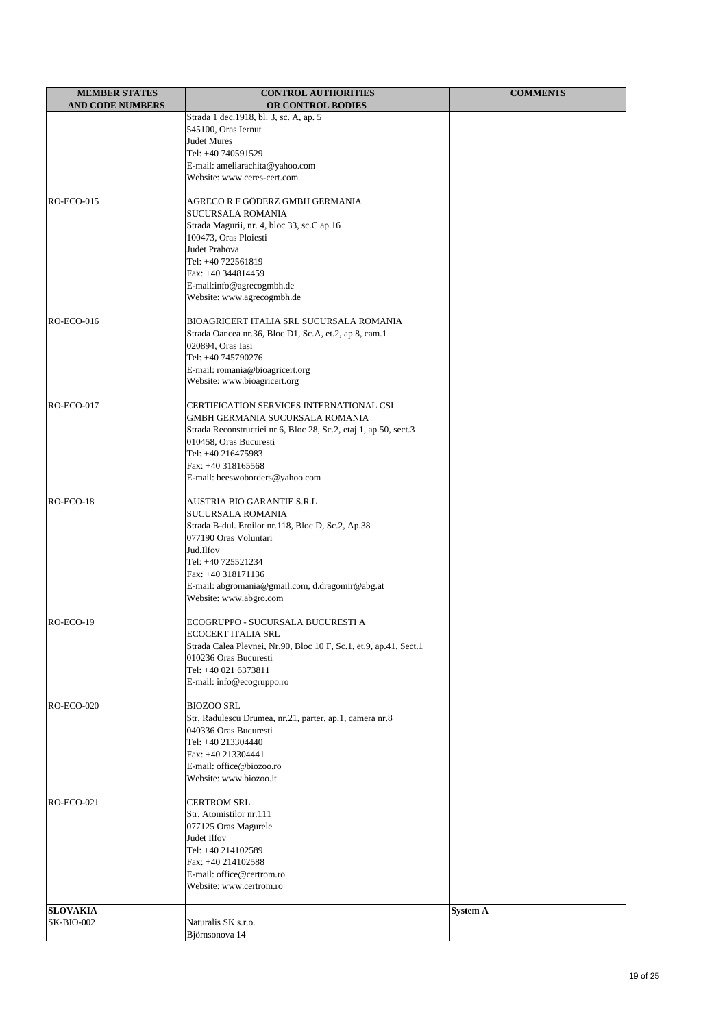| MEMBER STATES AND CODE NUMBERS | CONTROL AUTHORITIES OR CONTROL BODIES | COMMENTS |
|---|---|---|
| | Strada 1 dec.1918, bl. 3, sc. A, ap. 5<br>545100, Oras Iernut<br>Judet Mures<br>Tel: +40 740591529<br>E-mail: ameliarachita@yahoo.com<br>Website: www.ceres-cert.com | |
| RO-ECO-015 | AGRECO R.F GÖDERZ GMBH GERMANIA<br>SUCURSALA ROMANIA<br>Strada Magurii, nr. 4, bloc 33, sc.C ap.16<br>100473, Oras Ploiesti<br>Judet Prahova<br>Tel: +40 722561819<br>Fax: +40 344814459<br>E-mail:info@agrecogmbh.de<br>Website: www.agrecogmbh.de | |
| RO-ECO-016 | BIOAGRICERT ITALIA SRL SUCURSALA ROMANIA<br>Strada Oancea nr.36, Bloc D1, Sc.A, et.2, ap.8, cam.1<br>020894, Oras Iasi<br>Tel: +40 745790276<br>E-mail: romania@bioagricert.org<br>Website: www.bioagricert.org | |
| RO-ECO-017 | CERTIFICATION SERVICES INTERNATIONAL CSI<br>GMBH GERMANIA SUCURSALA ROMANIA<br>Strada Reconstructiei nr.6, Bloc 28, Sc.2, etaj 1, ap 50, sect.3<br>010458, Oras Bucuresti<br>Tel: +40 216475983<br>Fax: +40 318165568<br>E-mail: beeswoborders@yahoo.com | |
| RO-ECO-18 | AUSTRIA BIO GARANTIE S.R.L<br>SUCURSALA ROMANIA<br>Strada B-dul. Eroilor nr.118, Bloc D, Sc.2, Ap.38<br>077190 Oras Voluntari<br>Jud.Ilfov<br>Tel: +40 725521234<br>Fax: +40 318171136<br>E-mail: abgromania@gmail.com, d.dragomir@abg.at<br>Website: www.abgro.com | |
| RO-ECO-19 | ECOGRUPPO - SUCURSALA BUCURESTI A<br>ECOCERT ITALIA SRL<br>Strada Calea Plevnei, Nr.90, Bloc 10 F, Sc.1, et.9, ap.41, Sect.1<br>010236 Oras Bucuresti<br>Tel: +40 021 6373811<br>E-mail: info@ecogruppo.ro | |
| RO-ECO-020 | BIOZOO SRL<br>Str. Radulescu Drumea, nr.21, parter, ap.1, camera nr.8<br>040336 Oras Bucuresti<br>Tel: +40 213304440<br>Fax: +40 213304441<br>E-mail: office@biozoo.ro<br>Website: www.biozoo.it | |
| RO-ECO-021 | CERTROM SRL<br>Str. Atomistilor nr.111<br>077125 Oras Magurele<br>Judet Ilfov<br>Tel: +40 214102589<br>Fax: +40 214102588<br>E-mail: office@certrom.ro<br>Website: www.certrom.ro | |
| **SLOVAKIA** | | **System A** |
| SK-BIO-002 | Naturalis SK s.r.o.<br>Björnsonova 14 | |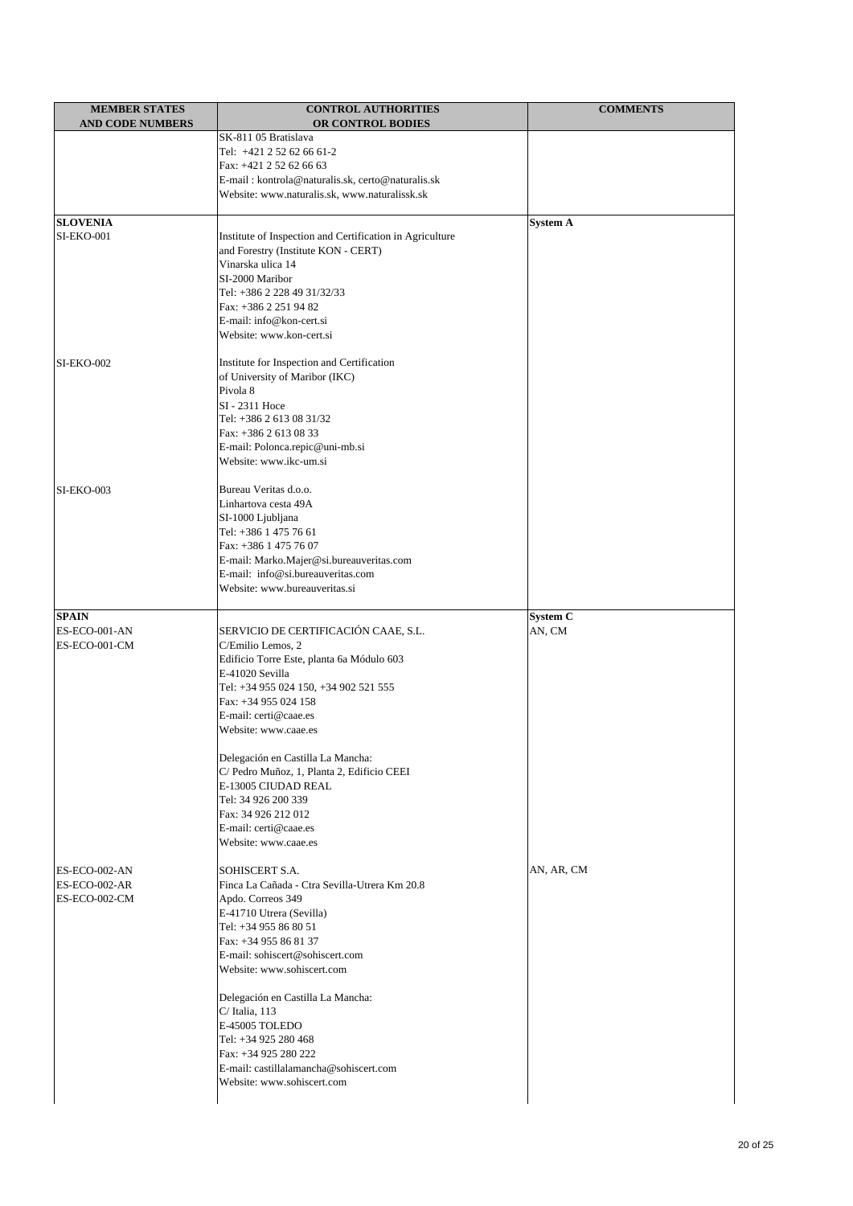| MEMBER STATES AND CODE NUMBERS | CONTROL AUTHORITIES OR CONTROL BODIES | COMMENTS |
| --- | --- | --- |
| | SK-811 05 Bratislava<br>Tel: +421 2 52 62 66 61-2<br>Fax: +421 2 52 62 66 63<br>E-mail : kontrola@naturalis.sk, certo@naturalis.sk<br>Website: www.naturalis.sk, www.naturalissk.sk | |
| **SLOVENIA** | | **System A** |
| SI-EKO-001 | Institute of Inspection and Certification in Agriculture and Forestry (Institute KON - CERT)<br>Vinarska ulica 14<br>SI-2000 Maribor<br>Tel: +386 2 228 49 31/32/33<br>Fax: +386 2 251 94 82<br>E-mail: info@kon-cert.si<br>Website: www.kon-cert.si | |
| SI-EKO-002 | Institute for Inspection and Certification of University of Maribor (IKC)<br>Pivola 8<br>SI - 2311 Hoce<br>Tel: +386 2 613 08 31/32<br>Fax: +386 2 613 08 33<br>E-mail: Polonca.repic@uni-mb.si<br>Website: www.ikc-um.si | |
| SI-EKO-003 | Bureau Veritas d.o.o.<br>Linhartova cesta 49A<br>SI-1000 Ljubljana<br>Tel: +386 1 475 76 61<br>Fax: +386 1 475 76 07<br>E-mail: Marko.Majer@si.bureauveritas.com<br>E-mail: info@si.bureauveritas.com<br>Website: www.bureauveritas.si | |
| **SPAIN** | | **System C** |
| ES-ECO-001-AN<br>ES-ECO-001-CM | SERVICIO DE CERTIFICACIÓN CAAE, S.L.<br>C/Emilio Lemos, 2<br>Edificio Torre Este, planta 6a Módulo 603<br>E-41020 Sevilla<br>Tel: +34 955 024 150, +34 902 521 555<br>Fax: +34 955 024 158<br>E-mail: certi@caae.es<br>Website: www.caae.es<br><br>Delegación en Castilla La Mancha:<br>C/ Pedro Muñoz, 1, Planta 2, Edificio CEEI<br>E-13005 CIUDAD REAL<br>Tel: 34 926 200 339<br>Fax: 34 926 212 012<br>E-mail: certi@caae.es<br>Website: www.caae.es | AN, CM |
| ES-ECO-002-AN<br>ES-ECO-002-AR<br>ES-ECO-002-CM | SOHISCERT S.A.<br>Finca La Cañada - Ctra Sevilla-Utrera Km 20.8<br>Apdo. Correos 349<br>E-41710 Utrera (Sevilla)<br>Tel: +34 955 86 80 51<br>Fax: +34 955 86 81 37<br>E-mail: sohiscert@sohiscert.com<br>Website: www.sohiscert.com<br><br>Delegación en Castilla La Mancha:<br>C/ Italia, 113<br>E-45005 TOLEDO<br>Tel: +34 925 280 468<br>Fax: +34 925 280 222<br>E-mail: castillalamancha@sohiscert.com<br>Website: www.sohiscert.com | AN, AR, CM |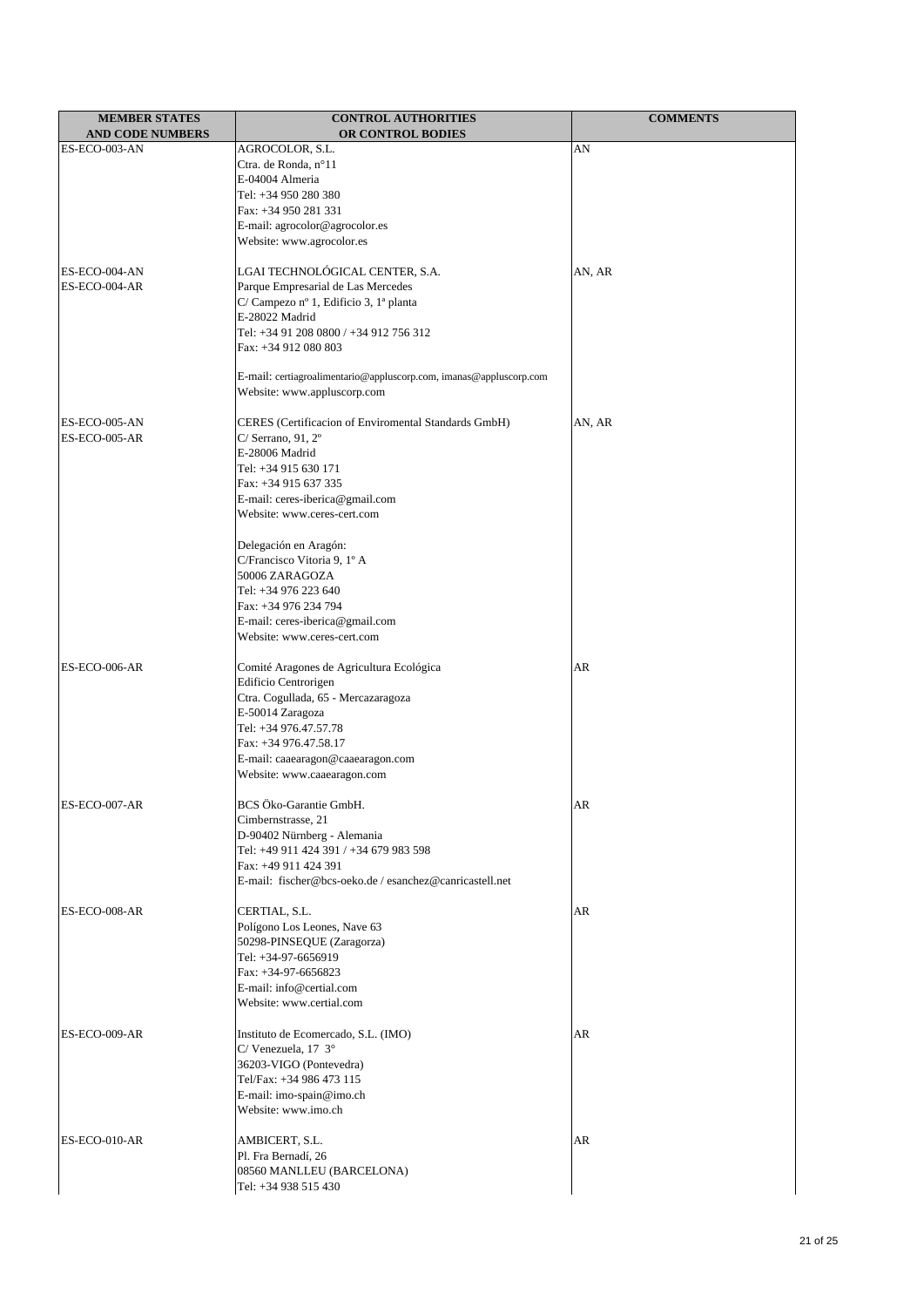| MEMBER STATES AND CODE NUMBERS | CONTROL AUTHORITIES OR CONTROL BODIES | COMMENTS |
|---|---|---|
| ES-ECO-003-AN | AGROCOLOR, S.L.<br>Ctra. de Ronda, n°11<br>E-04004 Almeria<br>Tel: +34 950 280 380<br>Fax: +34 950 281 331<br>E-mail: agrocolor@agrocolor.es<br>Website: www.agrocolor.es | AN |
| ES-ECO-004-AN<br>ES-ECO-004-AR | LGAI TECHNOLÓGICAL CENTER, S.A.<br>Parque Empresarial de Las Mercedes<br>C/ Campezo nº 1, Edificio 3, 1ª planta<br>E-28022 Madrid<br>Tel: +34 91 208 0800 / +34 912 756 312<br>Fax: +34 912 080 803<br><br>E-mail: certiagroalimentario@appluscorp.com, imanas@appluscorp.com<br>Website: www.appluscorp.com | AN, AR |
| ES-ECO-005-AN<br>ES-ECO-005-AR | CERES (Certificacion of Enviromental Standards GmbH)<br>C/ Serrano, 91, 2º<br>E-28006 Madrid<br>Tel: +34 915 630 171<br>Fax: +34 915 637 335<br>E-mail: ceres-iberica@gmail.com<br>Website: www.ceres-cert.com<br><br>Delegación en Aragón:<br>C/Francisco Vitoria 9, 1º A<br>50006 ZARAGOZA<br>Tel: +34 976 223 640<br>Fax: +34 976 234 794<br>E-mail: ceres-iberica@gmail.com<br>Website: www.ceres-cert.com | AN, AR |
| ES-ECO-006-AR | Comité Aragones de Agricultura Ecológica<br>Edificio Centrorigen<br>Ctra. Cogullada, 65 - Mercazaragoza<br>E-50014 Zaragoza<br>Tel: +34 976.47.57.78<br>Fax: +34 976.47.58.17<br>E-mail: caaearagon@caaearagon.com<br>Website: www.caaearagon.com | AR |
| ES-ECO-007-AR | BCS Öko-Garantie GmbH.<br>Cimbernstrasse, 21<br>D-90402 Nürnberg - Alemania<br>Tel: +49 911 424 391 / +34 679 983 598<br>Fax: +49 911 424 391<br>E-mail: fischer@bcs-oeko.de / esanchez@canricastell.net | AR |
| ES-ECO-008-AR | CERTIAL, S.L.<br>Polígono Los Leones, Nave 63<br>50298-PINSEQUE (Zaragorza)<br>Tel: +34-97-6656919<br>Fax: +34-97-6656823<br>E-mail: info@certial.com<br>Website: www.certial.com | AR |
| ES-ECO-009-AR | Instituto de Ecomercado, S.L. (IMO)<br>C/ Venezuela, 17 3°<br>36203-VIGO (Pontevedra)<br>Tel/Fax: +34 986 473 115<br>E-mail: imo-spain@imo.ch<br>Website: www.imo.ch | AR |
| ES-ECO-010-AR | AMBICERT, S.L.<br>Pl. Fra Bernadí, 26<br>08560 MANLLEU (BARCELONA)<br>Tel: +34 938 515 430 | AR |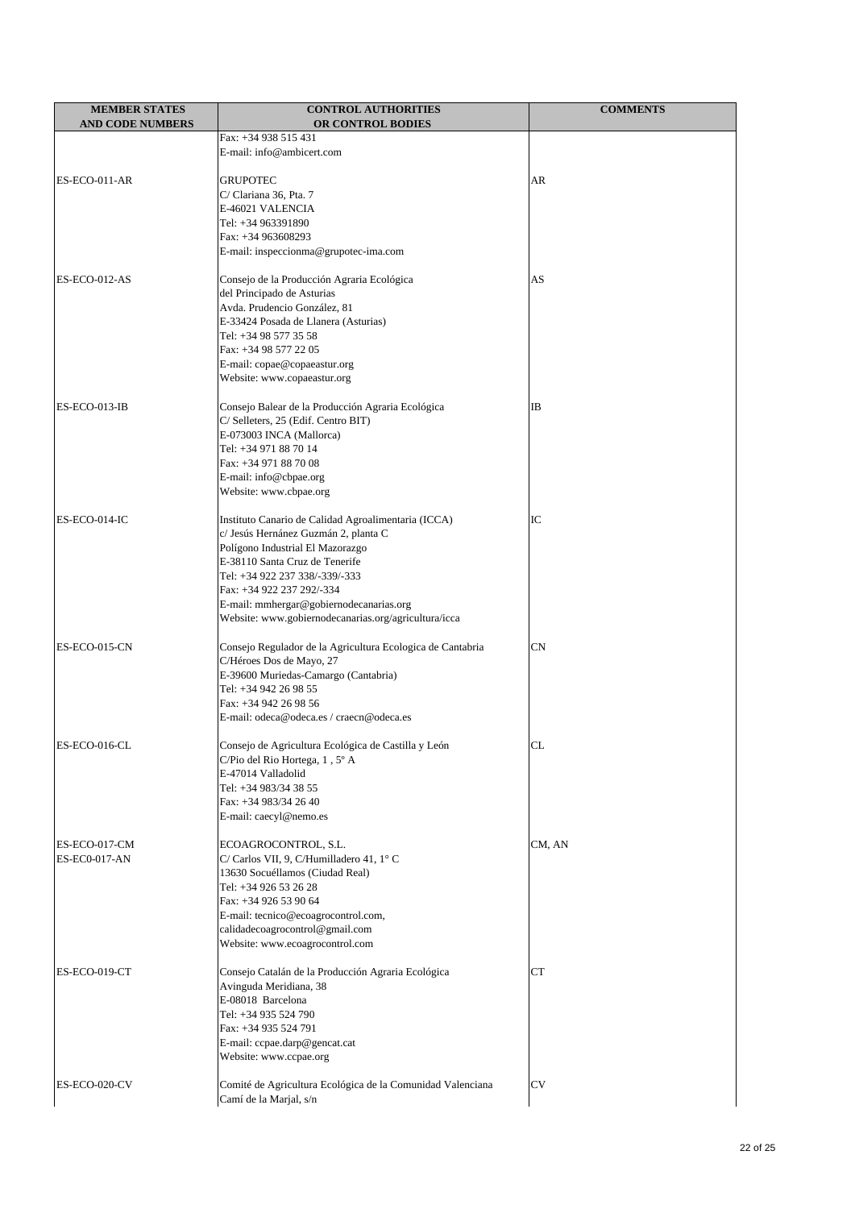| MEMBER STATES AND CODE NUMBERS | CONTROL AUTHORITIES OR CONTROL BODIES | COMMENTS |
|---|---|---|
| | Fax: +34 938 515 431<br>E-mail: info@ambicert.com | |
| ES-ECO-011-AR | GRUPOTEC<br>C/ Clariana 36, Pta. 7<br>E-46021 VALENCIA<br>Tel: +34 963391890<br>Fax: +34 963608293<br>E-mail: inspeccionma@grupotec-ima.com | AR |
| ES-ECO-012-AS | Consejo de la Producción Agraria Ecológica del Principado de Asturias<br>Avda. Prudencio González, 81<br>E-33424 Posada de Llanera (Asturias)<br>Tel: +34 98 577 35 58<br>Fax: +34 98 577 22 05<br>E-mail: copae@copaeastur.org<br>Website: www.copaeastur.org | AS |
| ES-ECO-013-IB | Consejo Balear de la Producción Agraria Ecológica<br>C/ Selleters, 25 (Edif. Centro BIT)<br>E-073003 INCA (Mallorca)<br>Tel: +34 971 88 70 14<br>Fax: +34 971 88 70 08<br>E-mail: info@cbpae.org<br>Website: www.cbpae.org | IB |
| ES-ECO-014-IC | Instituto Canario de Calidad Agroalimentaria (ICCA)<br>c/ Jesús Hernánez Guzmán 2, planta C<br>Polígono Industrial El Mazorazgo<br>E-38110 Santa Cruz de Tenerife<br>Tel: +34 922 237 338/-339/-333<br>Fax: +34 922 237 292/-334<br>E-mail: mmhergar@gobiernodecanarias.org<br>Website: www.gobiernodecanarias.org/agricultura/icca | IC |
| ES-ECO-015-CN | Consejo Regulador de la Agricultura Ecologica de Cantabria<br>C/Héroes Dos de Mayo, 27<br>E-39600 Muriedas-Camargo (Cantabria)<br>Tel: +34 942 26 98 55<br>Fax: +34 942 26 98 56<br>E-mail: odeca@odeca.es / craecn@odeca.es | CN |
| ES-ECO-016-CL | Consejo de Agricultura Ecológica de Castilla y León<br>C/Pio del Rio Hortega, 1 , 5º A<br>E-47014 Valladolid<br>Tel: +34 983/34 38 55<br>Fax: +34 983/34 26 40<br>E-mail: caecyl@nemo.es | CL |
| ES-ECO-017-CM<br>ES-EC0-017-AN | ECOAGROCONTROL, S.L.<br>C/ Carlos VII, 9, C/Humilladero 41, 1° C<br>13630 Socuéllamos (Ciudad Real)<br>Tel: +34 926 53 26 28<br>Fax: +34 926 53 90 64<br>E-mail: tecnico@ecoagrocontrol.com, calidadecoagrocontrol@gmail.com<br>Website: www.ecoagrocontrol.com | CM, AN |
| ES-ECO-019-CT | Consejo Catalán de la Producción Agraria Ecológica<br>Avinguda Meridiana, 38<br>E-08018 Barcelona<br>Tel: +34 935 524 790<br>Fax: +34 935 524 791<br>E-mail: ccpae.darp@gencat.cat<br>Website: www.ccpae.org | CT |
| ES-ECO-020-CV | Comité de Agricultura Ecológica de la Comunidad Valenciana<br>Camí de la Marjal, s/n | CV |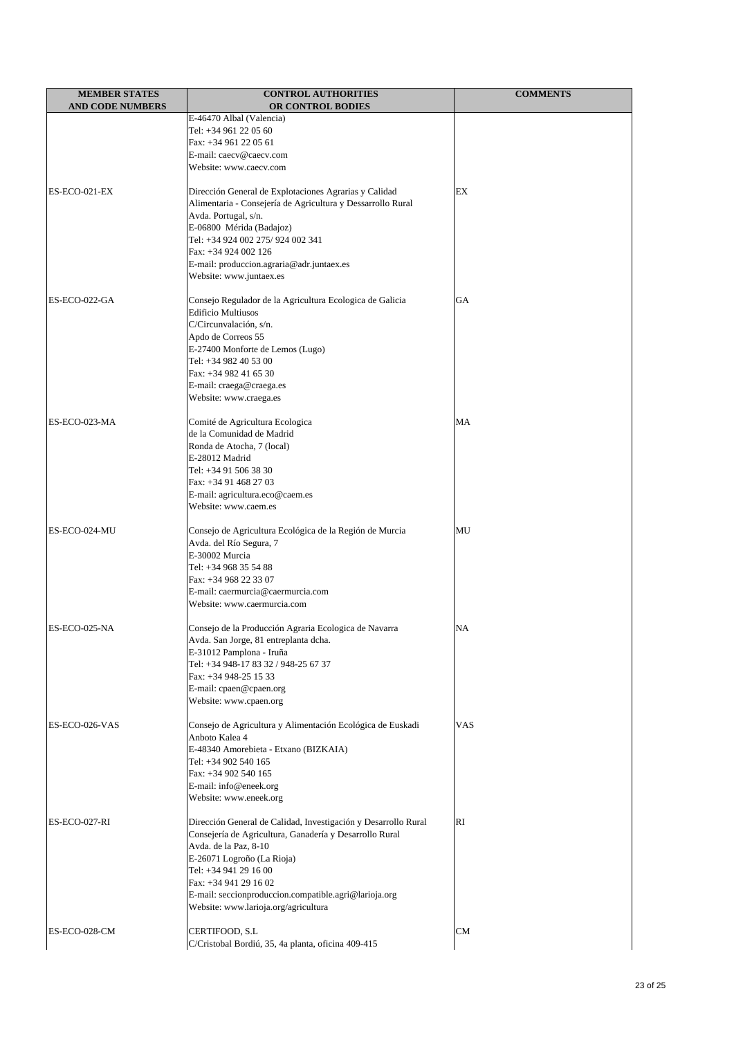| MEMBER STATES AND CODE NUMBERS | CONTROL AUTHORITIES OR CONTROL BODIES | COMMENTS |
|---|---|---|
| | E-46470 Albal (Valencia)<br>Tel: +34 961 22 05 60<br>Fax: +34 961 22 05 61<br>E-mail: caecv@caecv.com<br>Website: www.caecv.com | |
| ES-ECO-021-EX | Dirección General de Explotaciones Agrarias y Calidad Alimentaria - Consejería de Agricultura y Dessarrollo Rural<br>Avda. Portugal, s/n.<br>E-06800 Mérida (Badajoz)<br>Tel: +34 924 002 275/ 924 002 341<br>Fax: +34 924 002 126<br>E-mail: produccion.agraria@adr.juntaex.es<br>Website: www.juntaex.es | EX |
| ES-ECO-022-GA | Consejo Regulador de la Agricultura Ecologica de Galicia<br>Edificio Multiusos<br>C/Circunvalación, s/n.<br>Apdo de Correos 55<br>E-27400 Monforte de Lemos (Lugo)<br>Tel: +34 982 40 53 00<br>Fax: +34 982 41 65 30<br>E-mail: craega@craega.es<br>Website: www.craega.es | GA |
| ES-ECO-023-MA | Comité de Agricultura Ecologica de la Comunidad de Madrid<br>Ronda de Atocha, 7 (local)<br>E-28012 Madrid<br>Tel: +34 91 506 38 30<br>Fax: +34 91 468 27 03<br>E-mail: agricultura.eco@caem.es<br>Website: www.caem.es | MA |
| ES-ECO-024-MU | Consejo de Agricultura Ecológica de la Región de Murcia<br>Avda. del Río Segura, 7<br>E-30002 Murcia<br>Tel: +34 968 35 54 88<br>Fax: +34 968 22 33 07<br>E-mail: caermurcia@caermurcia.com<br>Website: www.caermurcia.com | MU |
| ES-ECO-025-NA | Consejo de la Producción Agraria Ecologica de Navarra<br>Avda. San Jorge, 81 entreplanta dcha.<br>E-31012 Pamplona - Iruña<br>Tel: +34 948-17 83 32 / 948-25 67 37<br>Fax: +34 948-25 15 33<br>E-mail: cpaen@cpaen.org<br>Website: www.cpaen.org | NA |
| ES-ECO-026-VAS | Consejo de Agricultura y Alimentación Ecológica de Euskadi<br>Anboto Kalea 4<br>E-48340 Amorebieta - Etxano (BIZKAIA)<br>Tel: +34 902 540 165<br>Fax: +34 902 540 165<br>E-mail: info@eneek.org<br>Website: www.eneek.org | VAS |
| ES-ECO-027-RI | Dirección General de Calidad, Investigación y Desarrollo Rural<br>Consejería de Agricultura, Ganadería y Desarrollo Rural<br>Avda. de la Paz, 8-10<br>E-26071 Logroño (La Rioja)<br>Tel: +34 941 29 16 00<br>Fax: +34 941 29 16 02<br>E-mail: seccionproduccion.compatible.agri@larioja.org<br>Website: www.larioja.org/agricultura | RI |
| ES-ECO-028-CM | CERTIFOOD, S.L<br>C/Cristobal Bordiú, 35, 4a planta, oficina 409-415 | CM |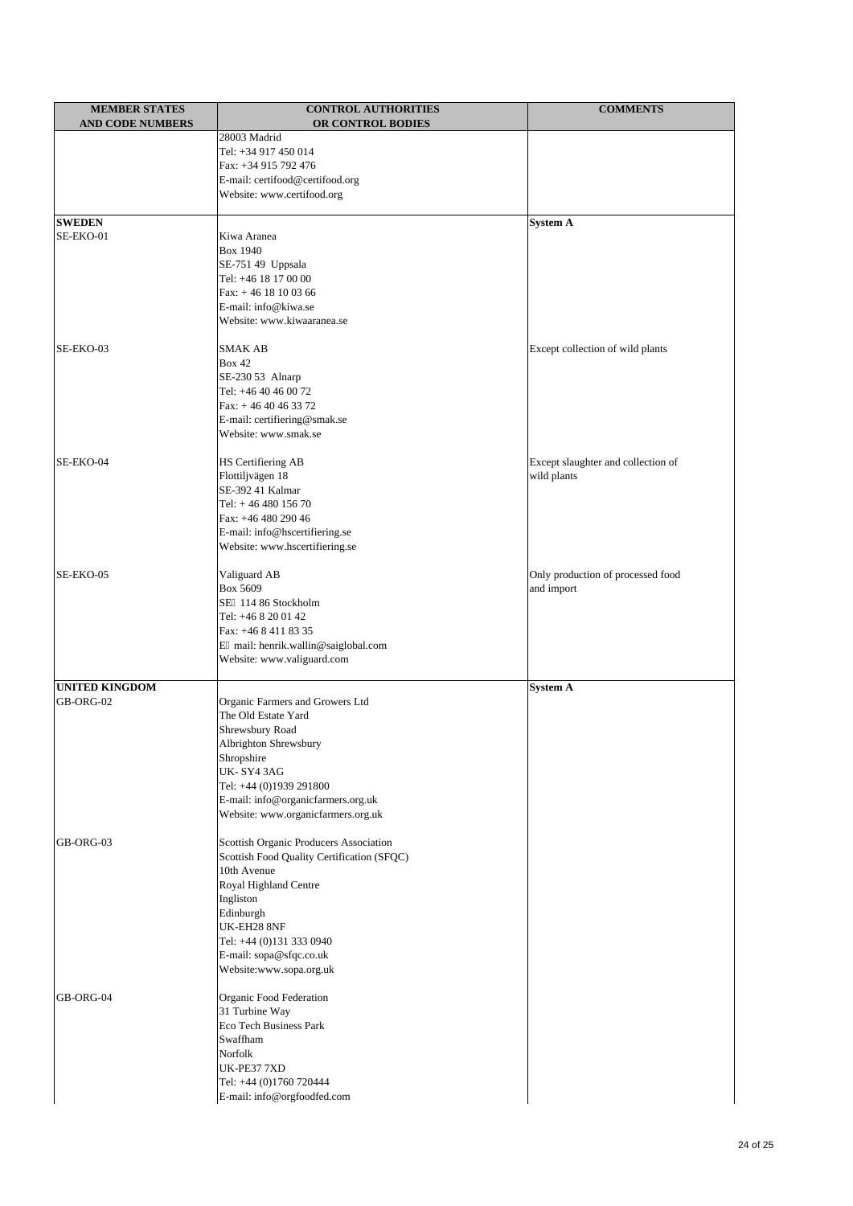| MEMBER STATES AND CODE NUMBERS | CONTROL AUTHORITIES OR CONTROL BODIES | COMMENTS |
|---|---|---|
| | 28003 Madrid<br>Tel: +34 917 450 014<br>Fax: +34 915 792 476<br>E-mail: certifood@certifood.org<br>Website: www.certifood.org | |
| **SWEDEN** | | **System A** |
| SE-EKO-01 | Kiwa Aranea<br>Box 1940<br>SE-751 49 Uppsala<br>Tel: +46 18 17 00 00<br>Fax: + 46 18 10 03 66<br>E-mail: info@kiwa.se<br>Website: www.kiwaaranea.se | |
| SE-EKO-03 | SMAK AB<br>Box 42<br>SE-230 53 Alnarp<br>Tel: +46 40 46 00 72<br>Fax: + 46 40 46 33 72<br>E-mail: certifiering@smak.se<br>Website: www.smak.se | Except collection of wild plants |
| SE-EKO-04 | HS Certifiering AB<br>Flottiljvägen 18<br>SE-392 41 Kalmar<br>Tel: + 46 480 156 70<br>Fax: +46 480 290 46<br>E-mail: info@hscertifiering.se<br>Website: www.hscertifiering.se | Except slaughter and collection of wild plants |
| SE-EKO-05 | Valiguard AB<br>Box 5609<br>SE 114 86 Stockholm<br>Tel: +46 8 20 01 42<br>Fax: +46 8 411 83 35<br>E mail: henrik.wallin@saiglobal.com<br>Website: www.valiguard.com | Only production of processed food and import |
| **UNITED KINGDOM** | | **System A** |
| GB-ORG-02 | Organic Farmers and Growers Ltd<br>The Old Estate Yard<br>Shrewsbury Road<br>Albrighton Shrewsbury<br>Shropshire<br>UK- SY4 3AG<br>Tel: +44 (0)1939 291800<br>E-mail: info@organicfarmers.org.uk<br>Website: www.organicfarmers.org.uk | |
| GB-ORG-03 | Scottish Organic Producers Association<br>Scottish Food Quality Certification (SFQC)<br>10th Avenue<br>Royal Highland Centre<br>Ingliston<br>Edinburgh<br>UK-EH28 8NF<br>Tel: +44 (0)131 333 0940<br>E-mail: sopa@sfqc.co.uk<br>Website:www.sopa.org.uk | |
| GB-ORG-04 | Organic Food Federation<br>31 Turbine Way<br>Eco Tech Business Park<br>Swaffham<br>Norfolk<br>UK-PE37 7XD<br>Tel: +44 (0)1760 720444<br>E-mail: info@orgfoodfed.com | |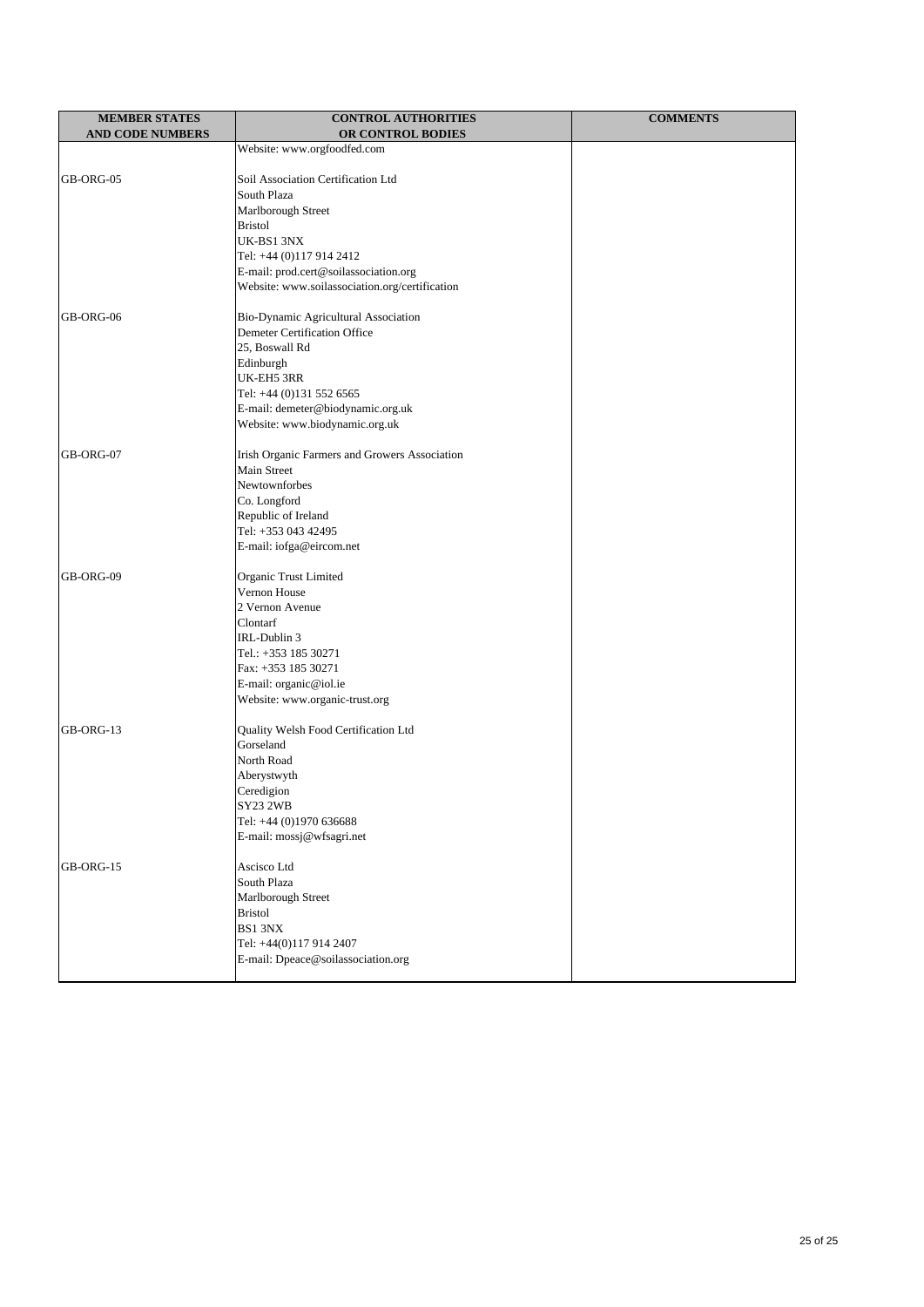| MEMBER STATES AND CODE NUMBERS | CONTROL AUTHORITIES OR CONTROL BODIES | COMMENTS |
|---|---|---|
| | Website: www.orgfoodfed.com | |
| GB-ORG-05 | Soil Association Certification Ltd<br>South Plaza<br>Marlborough Street<br>Bristol<br>UK-BS1 3NX<br>Tel: +44 (0)117 914 2412<br>E-mail: prod.cert@soilassociation.org<br>Website: www.soilassociation.org/certification | |
| GB-ORG-06 | Bio-Dynamic Agricultural Association<br>Demeter Certification Office<br>25, Boswall Rd<br>Edinburgh<br>UK-EH5 3RR<br>Tel: +44 (0)131 552 6565<br>E-mail: demeter@biodynamic.org.uk<br>Website: www.biodynamic.org.uk | |
| GB-ORG-07 | Irish Organic Farmers and Growers Association<br>Main Street<br>Newtownforbes<br>Co. Longford<br>Republic of Ireland<br>Tel: +353 043 42495<br>E-mail: iofga@eircom.net | |
| GB-ORG-09 | Organic Trust Limited<br>Vernon House<br>2 Vernon Avenue<br>Clontarf<br>IRL-Dublin 3<br>Tel.: +353 185 30271<br>Fax: +353 185 30271<br>E-mail: organic@iol.ie<br>Website: www.organic-trust.org | |
| GB-ORG-13 | Quality Welsh Food Certification Ltd<br>Gorseland<br>North Road<br>Aberystwyth<br>Ceredigion<br>SY23 2WB<br>Tel: +44 (0)1970 636688<br>E-mail: mossj@wfsagri.net | |
| GB-ORG-15 | Ascisco Ltd<br>South Plaza<br>Marlborough Street<br>Bristol<br>BS1 3NX<br>Tel: +44(0)117 914 2407<br>E-mail: Dpeace@soilassociation.org | |